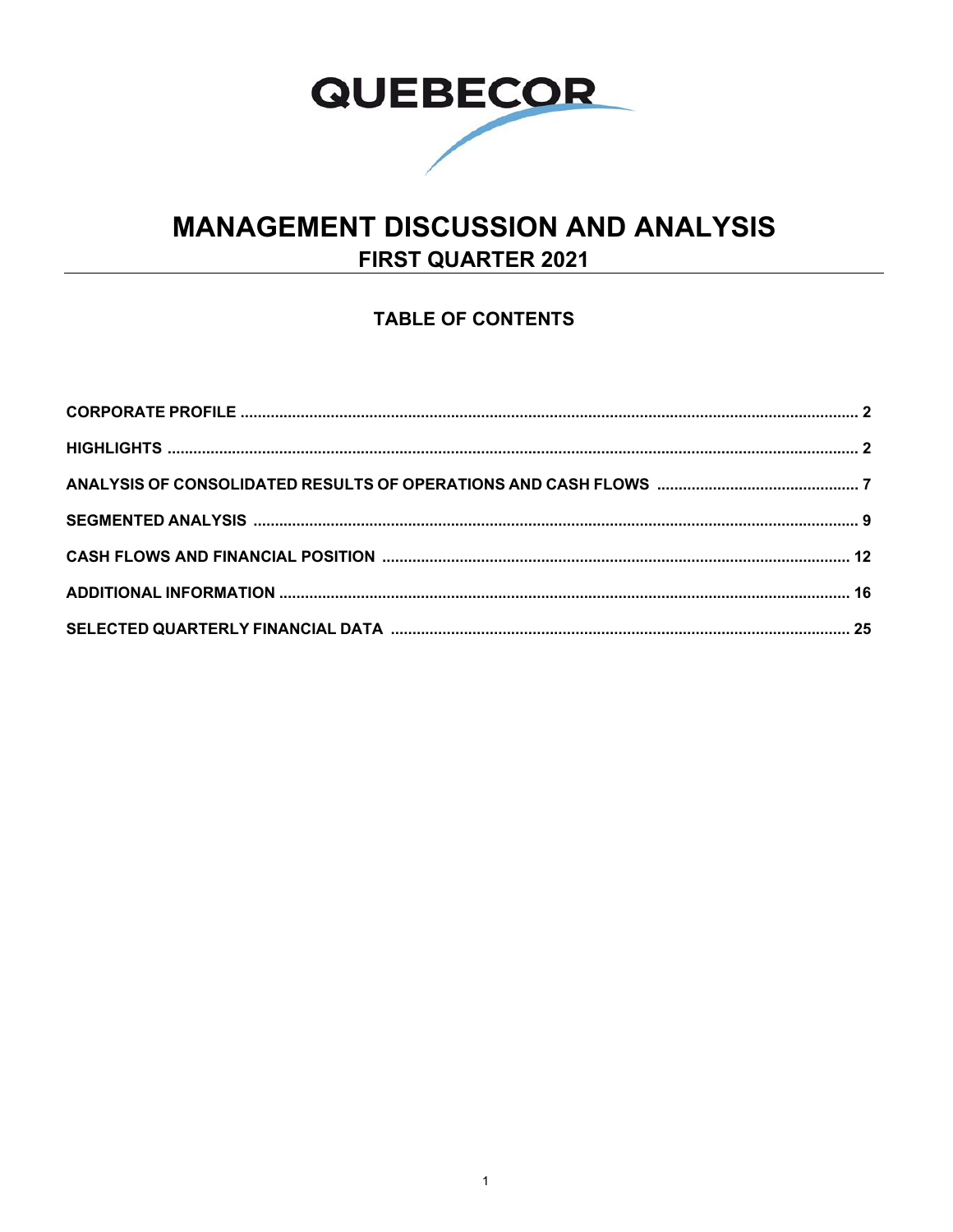QUEBECOR

# MANAGEMENT DISCUSSION AND ANALYSIS

## FIRST QUARTER 2021

### TABLE OF CONTENTS

| | |
|---|---|
| **CORPORATE PROFILE** | **2** |
| **HIGHLIGHTS** | **2** |
| **ANALYSIS OF CONSOLIDATED RESULTS OF OPERATIONS AND CASH FLOWS** | **7** |
| **SEGMENTED ANALYSIS** | **9** |
| **CASH FLOWS AND FINANCIAL POSITION** | **12** |
| **ADDITIONAL INFORMATION** | **16** |
| **SELECTED QUARTERLY FINANCIAL DATA** | **25** |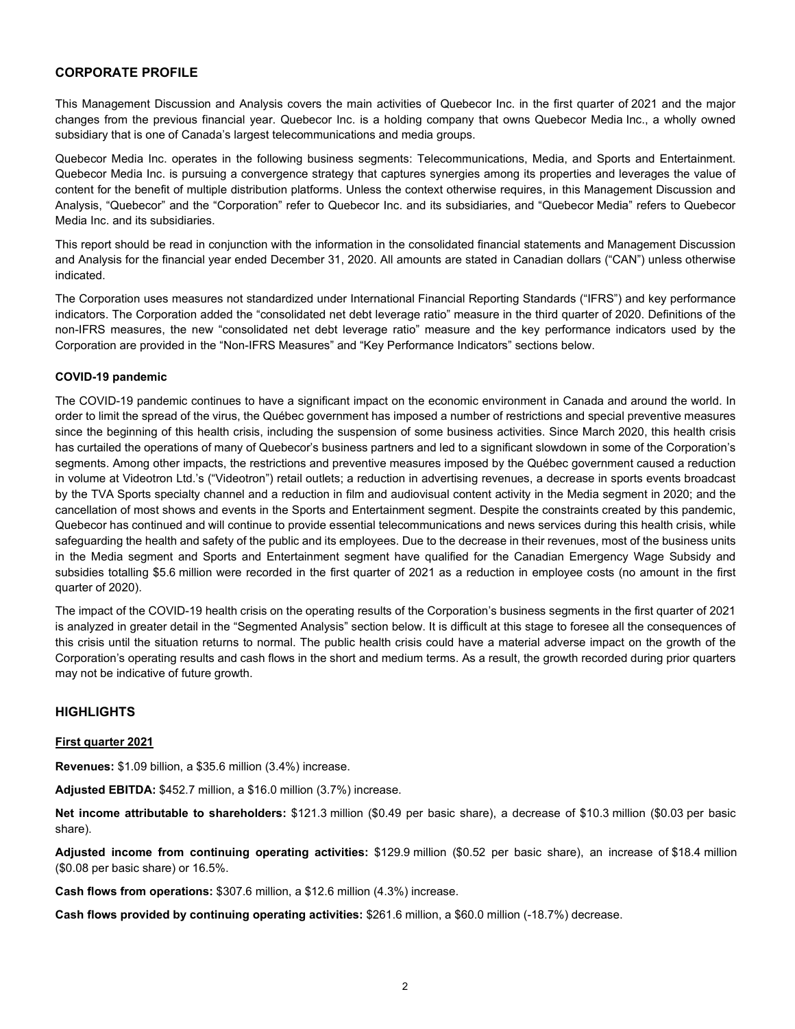## CORPORATE PROFILE

This Management Discussion and Analysis covers the main activities of Quebecor Inc. in the first quarter of 2021 and the major changes from the previous financial year. Quebecor Inc. is a holding company that owns Quebecor Media Inc., a wholly owned subsidiary that is one of Canada's largest telecommunications and media groups.

Quebecor Media Inc. operates in the following business segments: Telecommunications, Media, and Sports and Entertainment. Quebecor Media Inc. is pursuing a convergence strategy that captures synergies among its properties and leverages the value of content for the benefit of multiple distribution platforms. Unless the context otherwise requires, in this Management Discussion and Analysis, "Quebecor" and the "Corporation" refer to Quebecor Inc. and its subsidiaries, and "Quebecor Media" refers to Quebecor Media Inc. and its subsidiaries.

This report should be read in conjunction with the information in the consolidated financial statements and Management Discussion and Analysis for the financial year ended December 31, 2020. All amounts are stated in Canadian dollars ("CAN") unless otherwise indicated.

The Corporation uses measures not standardized under International Financial Reporting Standards ("IFRS") and key performance indicators. The Corporation added the "consolidated net debt leverage ratio" measure in the third quarter of 2020. Definitions of the non-IFRS measures, the new "consolidated net debt leverage ratio" measure and the key performance indicators used by the Corporation are provided in the "Non-IFRS Measures" and "Key Performance Indicators" sections below.

### COVID-19 pandemic

The COVID-19 pandemic continues to have a significant impact on the economic environment in Canada and around the world. In order to limit the spread of the virus, the Québec government has imposed a number of restrictions and special preventive measures since the beginning of this health crisis, including the suspension of some business activities. Since March 2020, this health crisis has curtailed the operations of many of Quebecor's business partners and led to a significant slowdown in some of the Corporation's segments. Among other impacts, the restrictions and preventive measures imposed by the Québec government caused a reduction in volume at Videotron Ltd.'s ("Videotron") retail outlets; a reduction in advertising revenues, a decrease in sports events broadcast by the TVA Sports specialty channel and a reduction in film and audiovisual content activity in the Media segment in 2020; and the cancellation of most shows and events in the Sports and Entertainment segment. Despite the constraints created by this pandemic, Quebecor has continued and will continue to provide essential telecommunications and news services during this health crisis, while safeguarding the health and safety of the public and its employees. Due to the decrease in their revenues, most of the business units in the Media segment and Sports and Entertainment segment have qualified for the Canadian Emergency Wage Subsidy and subsidies totalling $5.6 million were recorded in the first quarter of 2021 as a reduction in employee costs (no amount in the first quarter of 2020).

The impact of the COVID-19 health crisis on the operating results of the Corporation's business segments in the first quarter of 2021 is analyzed in greater detail in the "Segmented Analysis" section below. It is difficult at this stage to foresee all the consequences of this crisis until the situation returns to normal. The public health crisis could have a material adverse impact on the growth of the Corporation's operating results and cash flows in the short and medium terms. As a result, the growth recorded during prior quarters may not be indicative of future growth.

## HIGHLIGHTS

### First quarter 2021

**Revenues:** $1.09 billion, a $35.6 million (3.4%) increase.

**Adjusted EBITDA:** $452.7 million, a $16.0 million (3.7%) increase.

**Net income attributable to shareholders:** $121.3 million ($0.49 per basic share), a decrease of $10.3 million ($0.03 per basic share).

**Adjusted income from continuing operating activities:** $129.9 million ($0.52 per basic share), an increase of $18.4 million ($0.08 per basic share) or 16.5%.

**Cash flows from operations:** $307.6 million, a $12.6 million (4.3%) increase.

**Cash flows provided by continuing operating activities:** $261.6 million, a $60.0 million (-18.7%) decrease.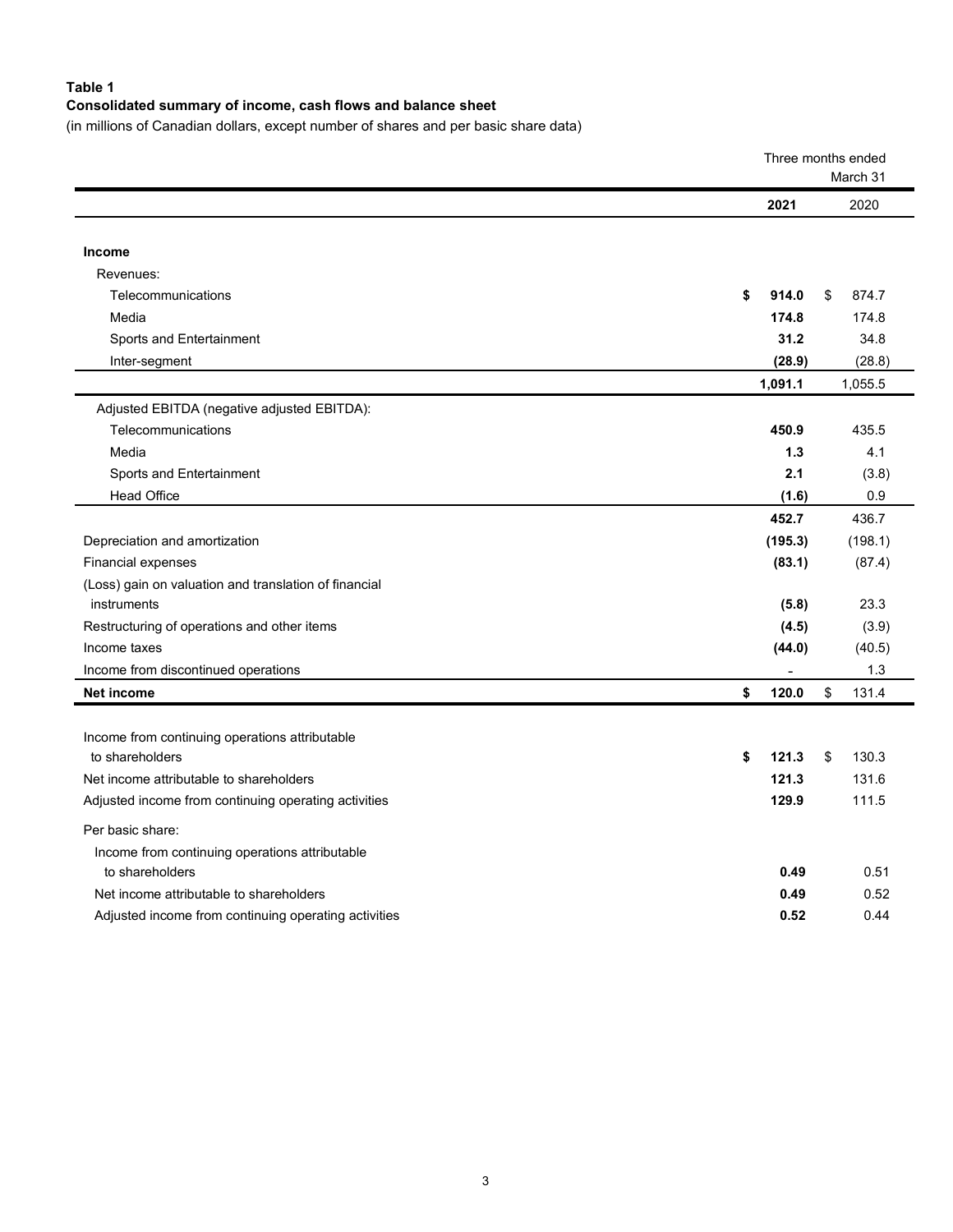**Table 1**

**Consolidated summary of income, cash flows and balance sheet**

(in millions of Canadian dollars, except number of shares and per basic share data)

| | Three months ended March 31 | |
|---|---|---|
| | **2021** | 2020 |
| **Income** | | |
| Revenues: | | |
| Telecommunications | **$ 914.0** | $ 874.7 |
| Media | **174.8** | 174.8 |
| Sports and Entertainment | **31.2** | 34.8 |
| Inter-segment | **(28.9)** | (28.8) |
| | **1,091.1** | 1,055.5 |
| Adjusted EBITDA (negative adjusted EBITDA): | | |
| Telecommunications | **450.9** | 435.5 |
| Media | **1.3** | 4.1 |
| Sports and Entertainment | **2.1** | (3.8) |
| Head Office | **(1.6)** | 0.9 |
| | **452.7** | 436.7 |
| Depreciation and amortization | **(195.3)** | (198.1) |
| Financial expenses | **(83.1)** | (87.4) |
| (Loss) gain on valuation and translation of financial instruments | **(5.8)** | 23.3 |
| Restructuring of operations and other items | **(4.5)** | (3.9) |
| Income taxes | **(44.0)** | (40.5) |
| Income from discontinued operations | **-** | 1.3 |
| **Net income** | **$ 120.0** | $ 131.4 |
| | | |
| Income from continuing operations attributable to shareholders | **$ 121.3** | $ 130.3 |
| Net income attributable to shareholders | **121.3** | 131.6 |
| Adjusted income from continuing operating activities | **129.9** | 111.5 |
| Per basic share: | | |
| Income from continuing operations attributable to shareholders | **0.49** | 0.51 |
| Net income attributable to shareholders | **0.49** | 0.52 |
| Adjusted income from continuing operating activities | **0.52** | 0.44 |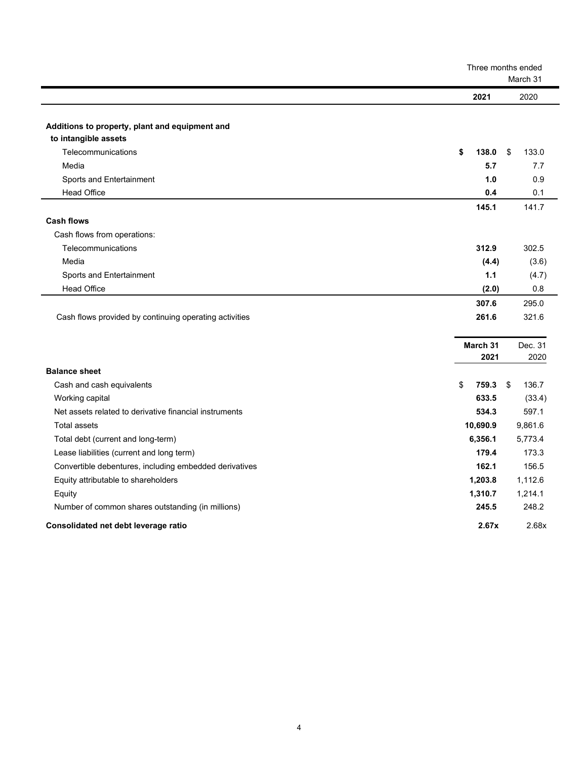| | Three months ended March 31 | |
|---|---|---|
| | **2021** | 2020 |
| **Additions to property, plant and equipment and to intangible assets** | | |
| Telecommunications | **$ 138.0** | $ 133.0 |
| Media | **5.7** | 7.7 |
| Sports and Entertainment | **1.0** | 0.9 |
| Head Office | **0.4** | 0.1 |
| | **145.1** | 141.7 |
| **Cash flows** | | |
| Cash flows from operations: | | |
| Telecommunications | **312.9** | 302.5 |
| Media | **(4.4)** | (3.6) |
| Sports and Entertainment | **1.1** | (4.7) |
| Head Office | **(2.0)** | 0.8 |
| | **307.6** | 295.0 |
| Cash flows provided by continuing operating activities | **261.6** | 321.6 |

| | **March 31 2021** | Dec. 31 2020 |
|---|---|---|
| **Balance sheet** | | |
| Cash and cash equivalents | $ **759.3** | $ 136.7 |
| Working capital | **633.5** | (33.4) |
| Net assets related to derivative financial instruments | **534.3** | 597.1 |
| Total assets | **10,690.9** | 9,861.6 |
| Total debt (current and long-term) | **6,356.1** | 5,773.4 |
| Lease liabilities (current and long term) | **179.4** | 173.3 |
| Convertible debentures, including embedded derivatives | **162.1** | 156.5 |
| Equity attributable to shareholders | **1,203.8** | 1,112.6 |
| Equity | **1,310.7** | 1,214.1 |
| Number of common shares outstanding (in millions) | **245.5** | 248.2 |
| **Consolidated net debt leverage ratio** | **2.67x** | 2.68x |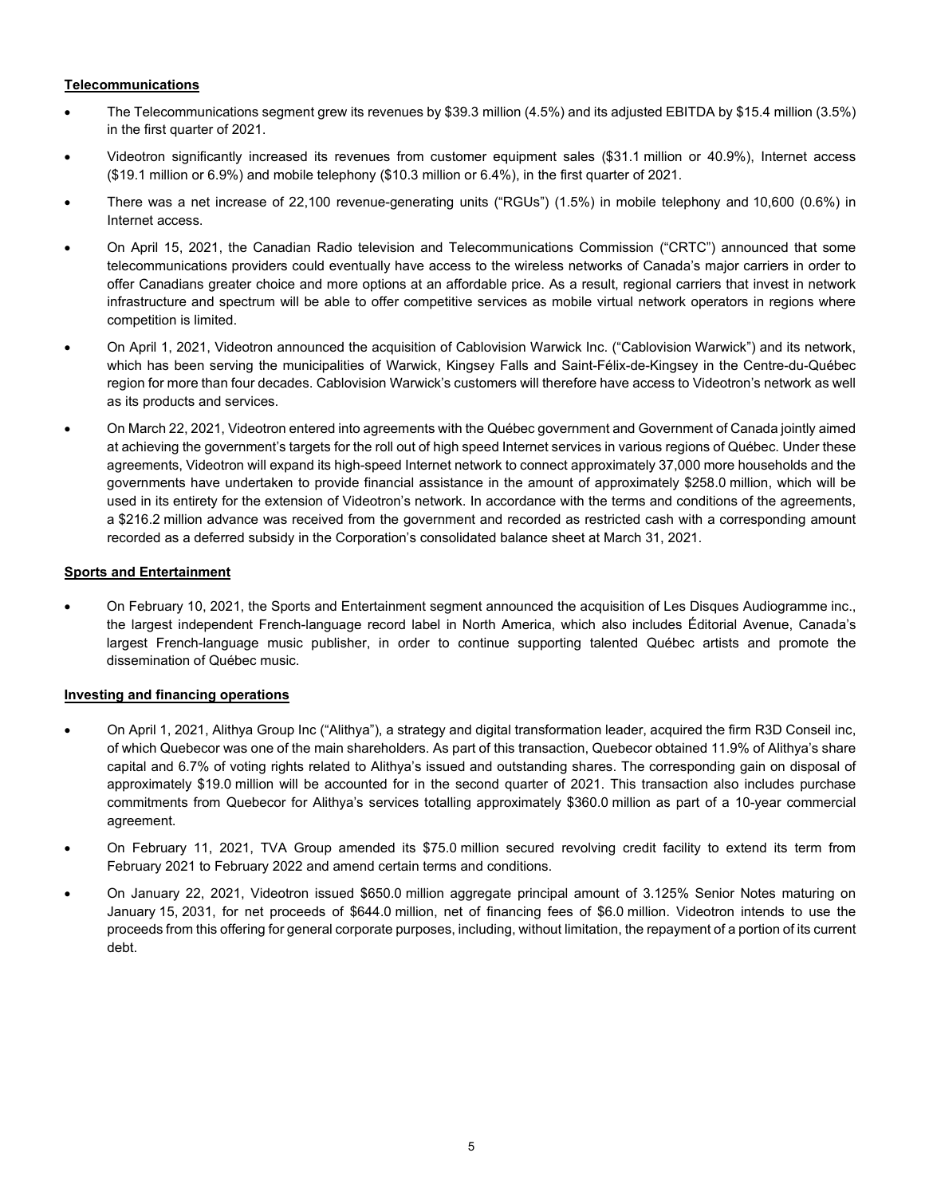**Telecommunications**

- The Telecommunications segment grew its revenues by $39.3 million (4.5%) and its adjusted EBITDA by $15.4 million (3.5%) in the first quarter of 2021.
- Videotron significantly increased its revenues from customer equipment sales ($31.1 million or 40.9%), Internet access ($19.1 million or 6.9%) and mobile telephony ($10.3 million or 6.4%), in the first quarter of 2021.
- There was a net increase of 22,100 revenue-generating units ("RGUs") (1.5%) in mobile telephony and 10,600 (0.6%) in Internet access.
- On April 15, 2021, the Canadian Radio television and Telecommunications Commission ("CRTC") announced that some telecommunications providers could eventually have access to the wireless networks of Canada's major carriers in order to offer Canadians greater choice and more options at an affordable price. As a result, regional carriers that invest in network infrastructure and spectrum will be able to offer competitive services as mobile virtual network operators in regions where competition is limited.
- On April 1, 2021, Videotron announced the acquisition of Cablovision Warwick Inc. ("Cablovision Warwick") and its network, which has been serving the municipalities of Warwick, Kingsey Falls and Saint-Félix-de-Kingsey in the Centre-du-Québec region for more than four decades. Cablovision Warwick's customers will therefore have access to Videotron's network as well as its products and services.
- On March 22, 2021, Videotron entered into agreements with the Québec government and Government of Canada jointly aimed at achieving the government's targets for the roll out of high speed Internet services in various regions of Québec. Under these agreements, Videotron will expand its high-speed Internet network to connect approximately 37,000 more households and the governments have undertaken to provide financial assistance in the amount of approximately $258.0 million, which will be used in its entirety for the extension of Videotron's network. In accordance with the terms and conditions of the agreements, a $216.2 million advance was received from the government and recorded as restricted cash with a corresponding amount recorded as a deferred subsidy in the Corporation's consolidated balance sheet at March 31, 2021.

**Sports and Entertainment**

- On February 10, 2021, the Sports and Entertainment segment announced the acquisition of Les Disques Audiogramme inc., the largest independent French-language record label in North America, which also includes Éditorial Avenue, Canada's largest French-language music publisher, in order to continue supporting talented Québec artists and promote the dissemination of Québec music.

**Investing and financing operations**

- On April 1, 2021, Alithya Group Inc ("Alithya"), a strategy and digital transformation leader, acquired the firm R3D Conseil inc, of which Quebecor was one of the main shareholders. As part of this transaction, Quebecor obtained 11.9% of Alithya's share capital and 6.7% of voting rights related to Alithya's issued and outstanding shares. The corresponding gain on disposal of approximately $19.0 million will be accounted for in the second quarter of 2021. This transaction also includes purchase commitments from Quebecor for Alithya's services totalling approximately $360.0 million as part of a 10-year commercial agreement.
- On February 11, 2021, TVA Group amended its $75.0 million secured revolving credit facility to extend its term from February 2021 to February 2022 and amend certain terms and conditions.
- On January 22, 2021, Videotron issued $650.0 million aggregate principal amount of 3.125% Senior Notes maturing on January 15, 2031, for net proceeds of $644.0 million, net of financing fees of $6.0 million. Videotron intends to use the proceeds from this offering for general corporate purposes, including, without limitation, the repayment of a portion of its current debt.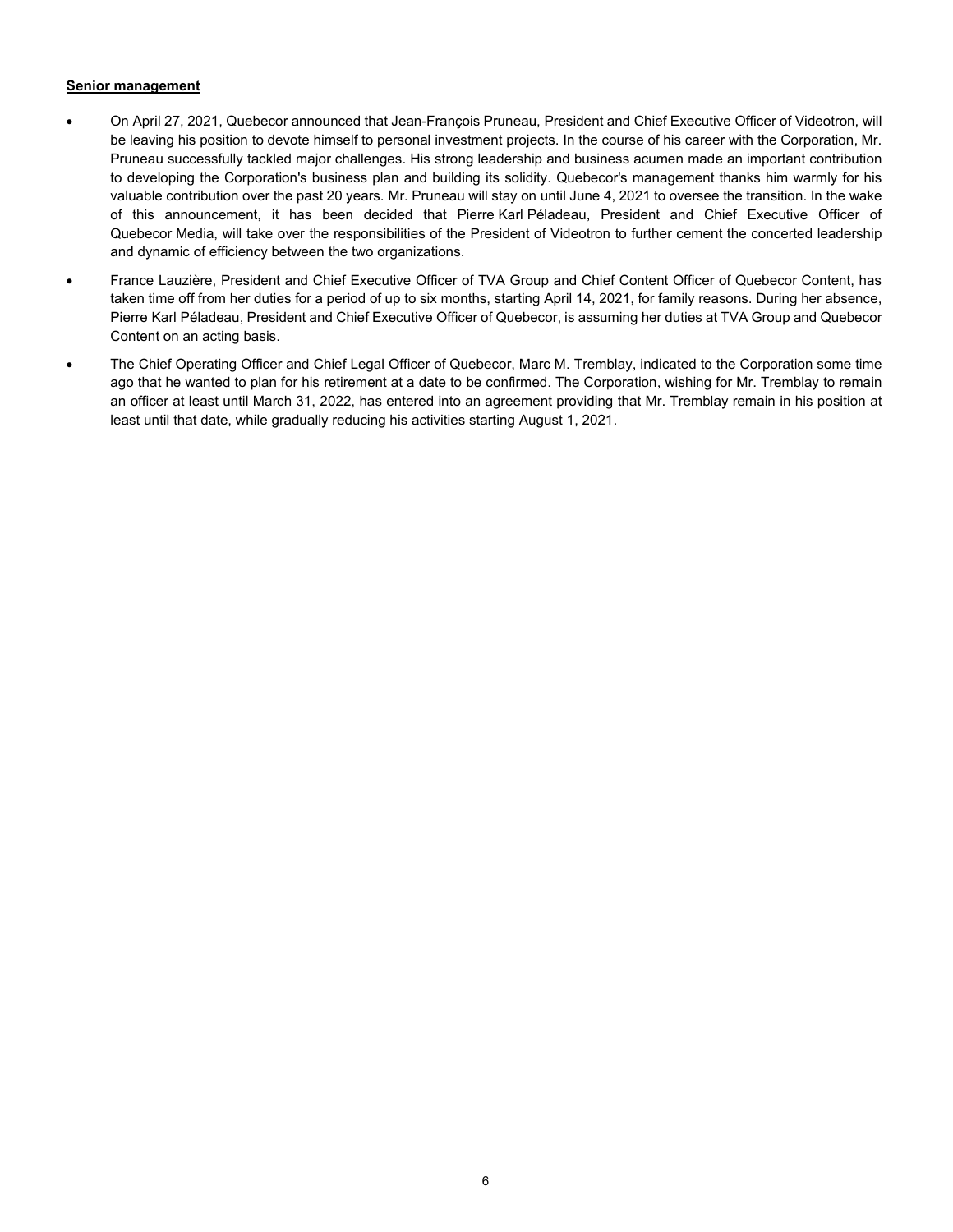**Senior management**

- On April 27, 2021, Quebecor announced that Jean-François Pruneau, President and Chief Executive Officer of Videotron, will be leaving his position to devote himself to personal investment projects. In the course of his career with the Corporation, Mr. Pruneau successfully tackled major challenges. His strong leadership and business acumen made an important contribution to developing the Corporation's business plan and building its solidity. Quebecor's management thanks him warmly for his valuable contribution over the past 20 years. Mr. Pruneau will stay on until June 4, 2021 to oversee the transition. In the wake of this announcement, it has been decided that Pierre Karl Péladeau, President and Chief Executive Officer of Quebecor Media, will take over the responsibilities of the President of Videotron to further cement the concerted leadership and dynamic of efficiency between the two organizations.
- France Lauzière, President and Chief Executive Officer of TVA Group and Chief Content Officer of Quebecor Content, has taken time off from her duties for a period of up to six months, starting April 14, 2021, for family reasons. During her absence, Pierre Karl Péladeau, President and Chief Executive Officer of Quebecor, is assuming her duties at TVA Group and Quebecor Content on an acting basis.
- The Chief Operating Officer and Chief Legal Officer of Quebecor, Marc M. Tremblay, indicated to the Corporation some time ago that he wanted to plan for his retirement at a date to be confirmed. The Corporation, wishing for Mr. Tremblay to remain an officer at least until March 31, 2022, has entered into an agreement providing that Mr. Tremblay remain in his position at least until that date, while gradually reducing his activities starting August 1, 2021.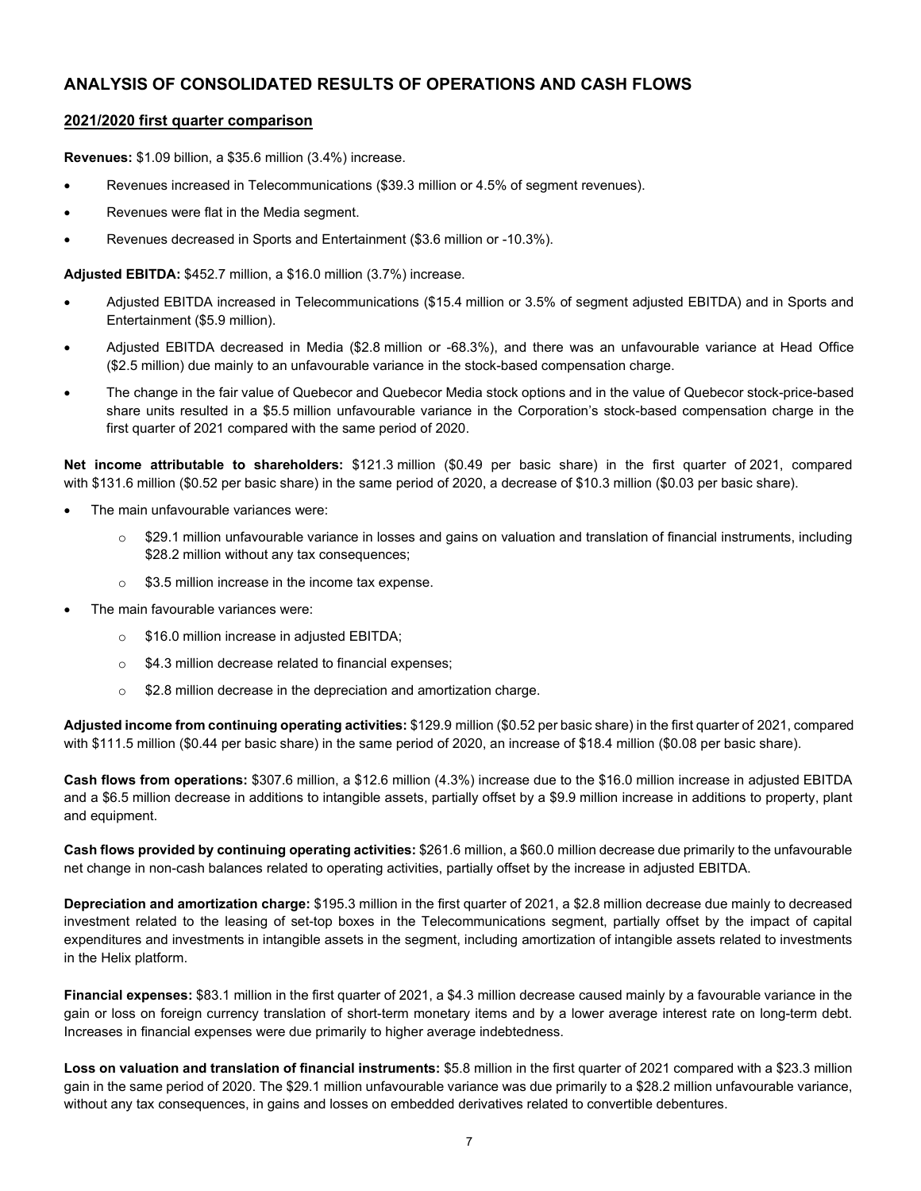## ANALYSIS OF CONSOLIDATED RESULTS OF OPERATIONS AND CASH FLOWS

### 2021/2020 first quarter comparison

**Revenues:** $1.09 billion, a $35.6 million (3.4%) increase.

- Revenues increased in Telecommunications ($39.3 million or 4.5% of segment revenues).
- Revenues were flat in the Media segment.
- Revenues decreased in Sports and Entertainment ($3.6 million or -10.3%).

**Adjusted EBITDA:** $452.7 million, a $16.0 million (3.7%) increase.

- Adjusted EBITDA increased in Telecommunications ($15.4 million or 3.5% of segment adjusted EBITDA) and in Sports and Entertainment ($5.9 million).
- Adjusted EBITDA decreased in Media ($2.8 million or -68.3%), and there was an unfavourable variance at Head Office ($2.5 million) due mainly to an unfavourable variance in the stock-based compensation charge.
- The change in the fair value of Quebecor and Quebecor Media stock options and in the value of Quebecor stock-price-based share units resulted in a $5.5 million unfavourable variance in the Corporation's stock-based compensation charge in the first quarter of 2021 compared with the same period of 2020.

**Net income attributable to shareholders:** $121.3 million ($0.49 per basic share) in the first quarter of 2021, compared with $131.6 million ($0.52 per basic share) in the same period of 2020, a decrease of $10.3 million ($0.03 per basic share).

- The main unfavourable variances were:
  - $29.1 million unfavourable variance in losses and gains on valuation and translation of financial instruments, including $28.2 million without any tax consequences;
  - $3.5 million increase in the income tax expense.
- The main favourable variances were:
  - $16.0 million increase in adjusted EBITDA;
  - $4.3 million decrease related to financial expenses;
  - $2.8 million decrease in the depreciation and amortization charge.

**Adjusted income from continuing operating activities:** $129.9 million ($0.52 per basic share) in the first quarter of 2021, compared with $111.5 million ($0.44 per basic share) in the same period of 2020, an increase of $18.4 million ($0.08 per basic share).

**Cash flows from operations:** $307.6 million, a $12.6 million (4.3%) increase due to the $16.0 million increase in adjusted EBITDA and a $6.5 million decrease in additions to intangible assets, partially offset by a $9.9 million increase in additions to property, plant and equipment.

**Cash flows provided by continuing operating activities:** $261.6 million, a $60.0 million decrease due primarily to the unfavourable net change in non-cash balances related to operating activities, partially offset by the increase in adjusted EBITDA.

**Depreciation and amortization charge:** $195.3 million in the first quarter of 2021, a $2.8 million decrease due mainly to decreased investment related to the leasing of set-top boxes in the Telecommunications segment, partially offset by the impact of capital expenditures and investments in intangible assets in the segment, including amortization of intangible assets related to investments in the Helix platform.

**Financial expenses:** $83.1 million in the first quarter of 2021, a $4.3 million decrease caused mainly by a favourable variance in the gain or loss on foreign currency translation of short-term monetary items and by a lower average interest rate on long-term debt. Increases in financial expenses were due primarily to higher average indebtedness.

**Loss on valuation and translation of financial instruments:** $5.8 million in the first quarter of 2021 compared with a $23.3 million gain in the same period of 2020. The $29.1 million unfavourable variance was due primarily to a $28.2 million unfavourable variance, without any tax consequences, in gains and losses on embedded derivatives related to convertible debentures.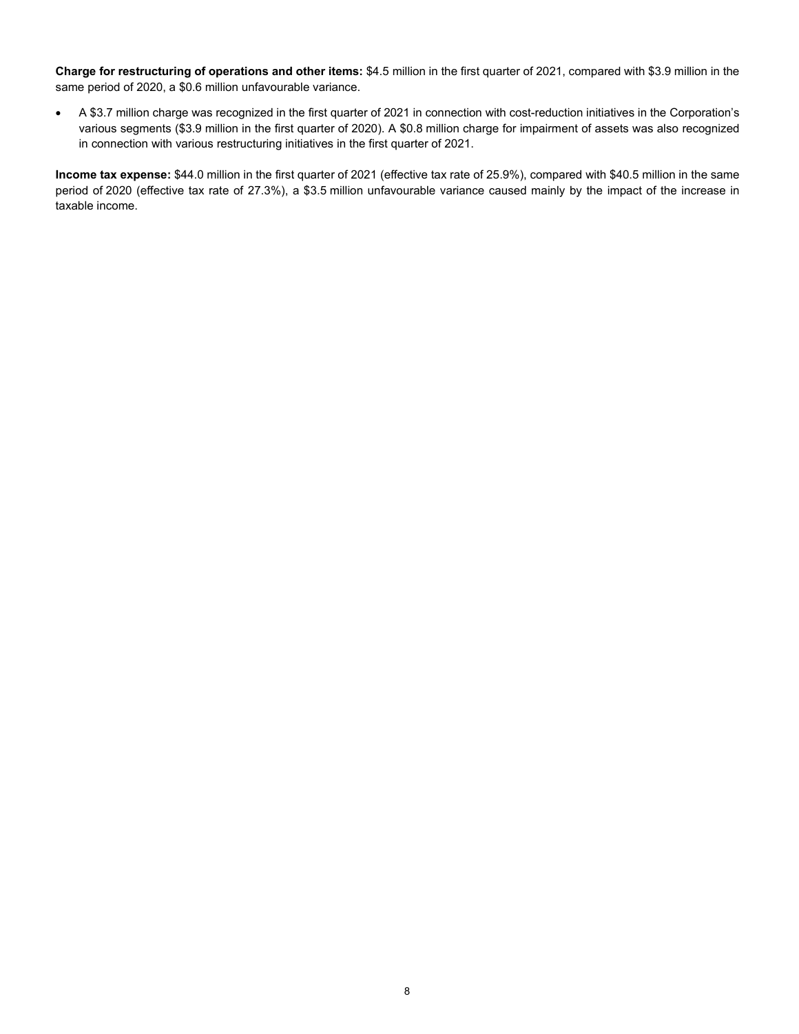**Charge for restructuring of operations and other items:** $4.5 million in the first quarter of 2021, compared with $3.9 million in the same period of 2020, a $0.6 million unfavourable variance.

- A $3.7 million charge was recognized in the first quarter of 2021 in connection with cost-reduction initiatives in the Corporation's various segments ($3.9 million in the first quarter of 2020). A $0.8 million charge for impairment of assets was also recognized in connection with various restructuring initiatives in the first quarter of 2021.

**Income tax expense:** $44.0 million in the first quarter of 2021 (effective tax rate of 25.9%), compared with $40.5 million in the same period of 2020 (effective tax rate of 27.3%), a $3.5 million unfavourable variance caused mainly by the impact of the increase in taxable income.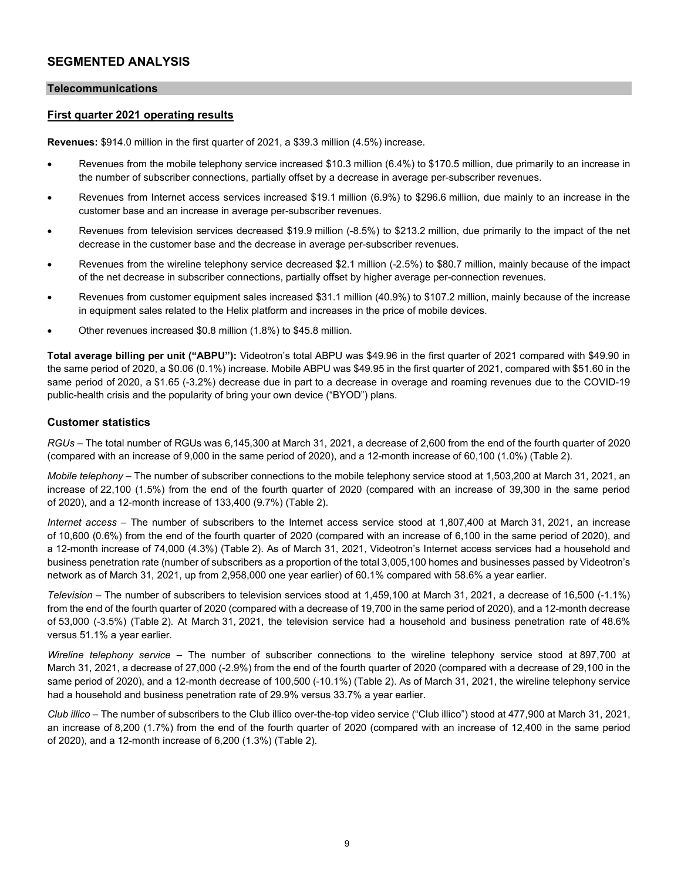## SEGMENTED ANALYSIS

### Telecommunications

#### First quarter 2021 operating results

**Revenues:** $914.0 million in the first quarter of 2021, a $39.3 million (4.5%) increase.

- Revenues from the mobile telephony service increased $10.3 million (6.4%) to $170.5 million, due primarily to an increase in the number of subscriber connections, partially offset by a decrease in average per-subscriber revenues.
- Revenues from Internet access services increased $19.1 million (6.9%) to $296.6 million, due mainly to an increase in the customer base and an increase in average per-subscriber revenues.
- Revenues from television services decreased $19.9 million (-8.5%) to $213.2 million, due primarily to the impact of the net decrease in the customer base and the decrease in average per-subscriber revenues.
- Revenues from the wireline telephony service decreased $2.1 million (-2.5%) to $80.7 million, mainly because of the impact of the net decrease in subscriber connections, partially offset by higher average per-connection revenues.
- Revenues from customer equipment sales increased $31.1 million (40.9%) to $107.2 million, mainly because of the increase in equipment sales related to the Helix platform and increases in the price of mobile devices.
- Other revenues increased $0.8 million (1.8%) to $45.8 million.

**Total average billing per unit ("ABPU"):** Videotron's total ABPU was $49.96 in the first quarter of 2021 compared with $49.90 in the same period of 2020, a $0.06 (0.1%) increase. Mobile ABPU was $49.95 in the first quarter of 2021, compared with $51.60 in the same period of 2020, a $1.65 (-3.2%) decrease due in part to a decrease in overage and roaming revenues due to the COVID-19 public-health crisis and the popularity of bring your own device ("BYOD") plans.

#### Customer statistics

*RGUs* – The total number of RGUs was 6,145,300 at March 31, 2021, a decrease of 2,600 from the end of the fourth quarter of 2020 (compared with an increase of 9,000 in the same period of 2020), and a 12-month increase of 60,100 (1.0%) (Table 2).

*Mobile telephony* – The number of subscriber connections to the mobile telephony service stood at 1,503,200 at March 31, 2021, an increase of 22,100 (1.5%) from the end of the fourth quarter of 2020 (compared with an increase of 39,300 in the same period of 2020), and a 12-month increase of 133,400 (9.7%) (Table 2).

*Internet access* – The number of subscribers to the Internet access service stood at 1,807,400 at March 31, 2021, an increase of 10,600 (0.6%) from the end of the fourth quarter of 2020 (compared with an increase of 6,100 in the same period of 2020), and a 12-month increase of 74,000 (4.3%) (Table 2). As of March 31, 2021, Videotron's Internet access services had a household and business penetration rate (number of subscribers as a proportion of the total 3,005,100 homes and businesses passed by Videotron's network as of March 31, 2021, up from 2,958,000 one year earlier) of 60.1% compared with 58.6% a year earlier.

*Television* – The number of subscribers to television services stood at 1,459,100 at March 31, 2021, a decrease of 16,500 (-1.1%) from the end of the fourth quarter of 2020 (compared with a decrease of 19,700 in the same period of 2020), and a 12-month decrease of 53,000 (-3.5%) (Table 2). At March 31, 2021, the television service had a household and business penetration rate of 48.6% versus 51.1% a year earlier.

*Wireline telephony service* – The number of subscriber connections to the wireline telephony service stood at 897,700 at March 31, 2021, a decrease of 27,000 (-2.9%) from the end of the fourth quarter of 2020 (compared with a decrease of 29,100 in the same period of 2020), and a 12-month decrease of 100,500 (-10.1%) (Table 2). As of March 31, 2021, the wireline telephony service had a household and business penetration rate of 29.9% versus 33.7% a year earlier.

*Club illico* – The number of subscribers to the Club illico over-the-top video service ("Club illico") stood at 477,900 at March 31, 2021, an increase of 8,200 (1.7%) from the end of the fourth quarter of 2020 (compared with an increase of 12,400 in the same period of 2020), and a 12-month increase of 6,200 (1.3%) (Table 2).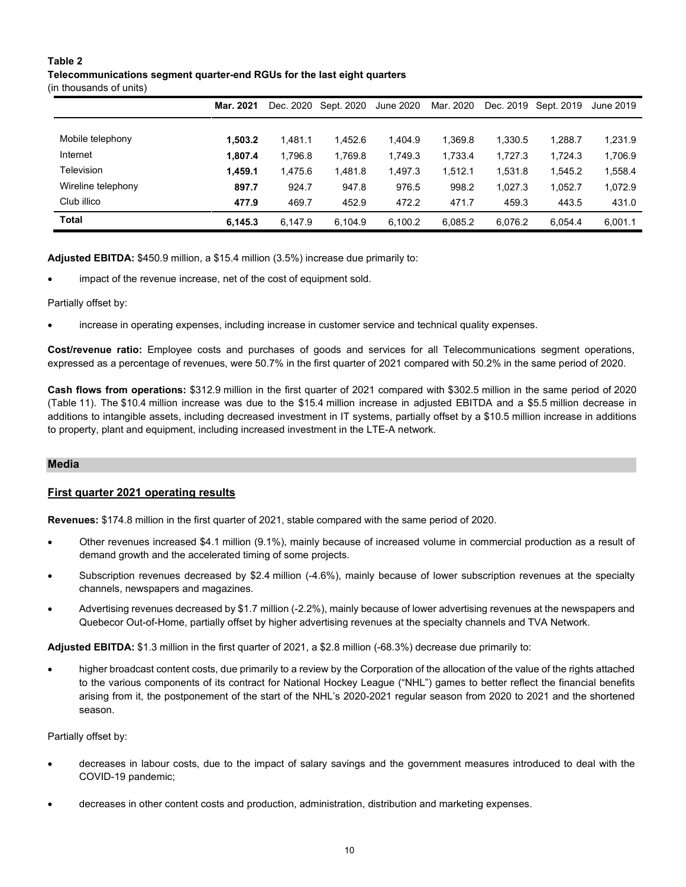**Table 2**
**Telecommunications segment quarter-end RGUs for the last eight quarters**
(in thousands of units)

| | Mar. 2021 | Dec. 2020 | Sept. 2020 | June 2020 | Mar. 2020 | Dec. 2019 | Sept. 2019 | June 2019 |
|---|---|---|---|---|---|---|---|---|
| Mobile telephony | **1,503.2** | 1,481.1 | 1,452.6 | 1,404.9 | 1,369.8 | 1,330.5 | 1,288.7 | 1,231.9 |
| Internet | **1,807.4** | 1,796.8 | 1,769.8 | 1,749.3 | 1,733.4 | 1,727.3 | 1,724.3 | 1,706.9 |
| Television | **1,459.1** | 1,475.6 | 1,481.8 | 1,497.3 | 1,512.1 | 1,531.8 | 1,545.2 | 1,558.4 |
| Wireline telephony | **897.7** | 924.7 | 947.8 | 976.5 | 998.2 | 1,027.3 | 1,052.7 | 1,072.9 |
| Club illico | **477.9** | 469.7 | 452.9 | 472.2 | 471.7 | 459.3 | 443.5 | 431.0 |
| **Total** | **6,145.3** | 6,147.9 | 6,104.9 | 6,100.2 | 6,085.2 | 6,076.2 | 6,054.4 | 6,001.1 |

**Adjusted EBITDA:** $450.9 million, a $15.4 million (3.5%) increase due primarily to:

- impact of the revenue increase, net of the cost of equipment sold.

Partially offset by:

- increase in operating expenses, including increase in customer service and technical quality expenses.

**Cost/revenue ratio:** Employee costs and purchases of goods and services for all Telecommunications segment operations, expressed as a percentage of revenues, were 50.7% in the first quarter of 2021 compared with 50.2% in the same period of 2020.

**Cash flows from operations:** $312.9 million in the first quarter of 2021 compared with $302.5 million in the same period of 2020 (Table 11). The $10.4 million increase was due to the $15.4 million increase in adjusted EBITDA and a $5.5 million decrease in additions to intangible assets, including decreased investment in IT systems, partially offset by a $10.5 million increase in additions to property, plant and equipment, including increased investment in the LTE-A network.

## Media

### First quarter 2021 operating results

**Revenues:** $174.8 million in the first quarter of 2021, stable compared with the same period of 2020.

- Other revenues increased $4.1 million (9.1%), mainly because of increased volume in commercial production as a result of demand growth and the accelerated timing of some projects.
- Subscription revenues decreased by $2.4 million (-4.6%), mainly because of lower subscription revenues at the specialty channels, newspapers and magazines.
- Advertising revenues decreased by $1.7 million (-2.2%), mainly because of lower advertising revenues at the newspapers and Quebecor Out-of-Home, partially offset by higher advertising revenues at the specialty channels and TVA Network.

**Adjusted EBITDA:** $1.3 million in the first quarter of 2021, a $2.8 million (-68.3%) decrease due primarily to:

- higher broadcast content costs, due primarily to a review by the Corporation of the allocation of the value of the rights attached to the various components of its contract for National Hockey League ("NHL") games to better reflect the financial benefits arising from it, the postponement of the start of the NHL's 2020-2021 regular season from 2020 to 2021 and the shortened season.

Partially offset by:

- decreases in labour costs, due to the impact of salary savings and the government measures introduced to deal with the COVID-19 pandemic;
- decreases in other content costs and production, administration, distribution and marketing expenses.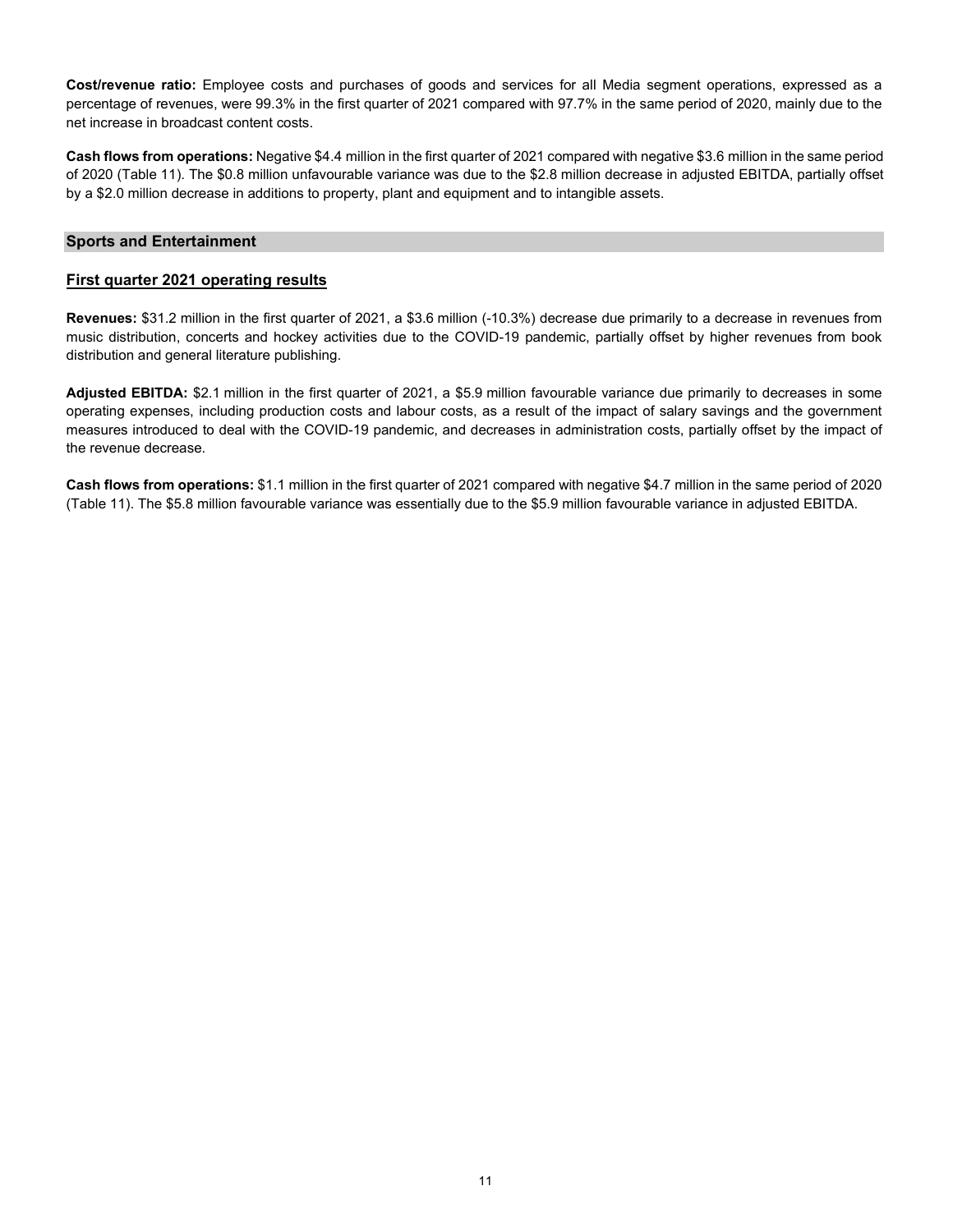**Cost/revenue ratio:** Employee costs and purchases of goods and services for all Media segment operations, expressed as a percentage of revenues, were 99.3% in the first quarter of 2021 compared with 97.7% in the same period of 2020, mainly due to the net increase in broadcast content costs.

**Cash flows from operations:** Negative $4.4 million in the first quarter of 2021 compared with negative $3.6 million in the same period of 2020 (Table 11). The $0.8 million unfavourable variance was due to the $2.8 million decrease in adjusted EBITDA, partially offset by a $2.0 million decrease in additions to property, plant and equipment and to intangible assets.

## Sports and Entertainment

### First quarter 2021 operating results

**Revenues:** $31.2 million in the first quarter of 2021, a $3.6 million (-10.3%) decrease due primarily to a decrease in revenues from music distribution, concerts and hockey activities due to the COVID-19 pandemic, partially offset by higher revenues from book distribution and general literature publishing.

**Adjusted EBITDA:** $2.1 million in the first quarter of 2021, a $5.9 million favourable variance due primarily to decreases in some operating expenses, including production costs and labour costs, as a result of the impact of salary savings and the government measures introduced to deal with the COVID-19 pandemic, and decreases in administration costs, partially offset by the impact of the revenue decrease.

**Cash flows from operations:** $1.1 million in the first quarter of 2021 compared with negative $4.7 million in the same period of 2020 (Table 11). The $5.8 million favourable variance was essentially due to the $5.9 million favourable variance in adjusted EBITDA.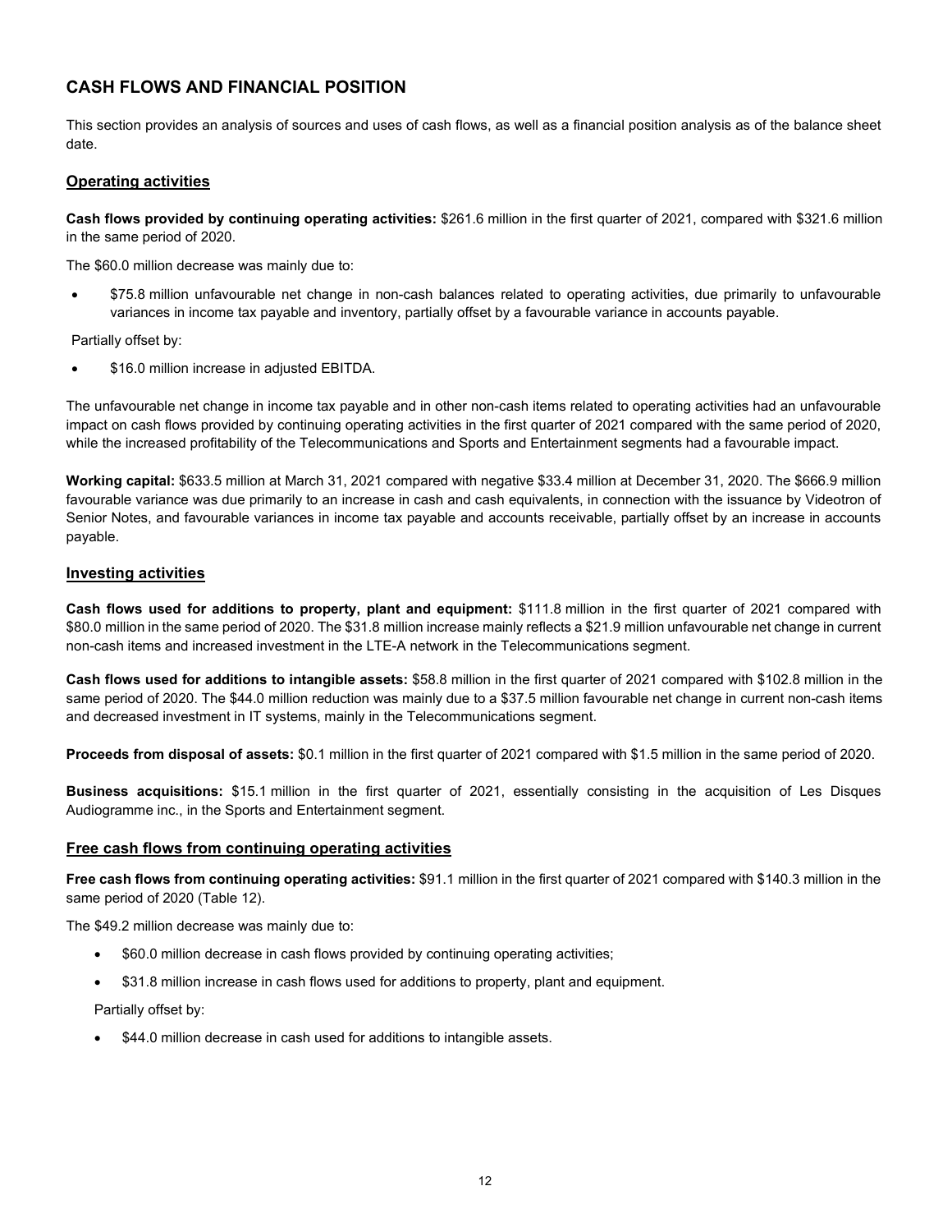## CASH FLOWS AND FINANCIAL POSITION

This section provides an analysis of sources and uses of cash flows, as well as a financial position analysis as of the balance sheet date.

### Operating activities

**Cash flows provided by continuing operating activities:** $261.6 million in the first quarter of 2021, compared with $321.6 million in the same period of 2020.

The $60.0 million decrease was mainly due to:

- $75.8 million unfavourable net change in non-cash balances related to operating activities, due primarily to unfavourable variances in income tax payable and inventory, partially offset by a favourable variance in accounts payable.

Partially offset by:

- $16.0 million increase in adjusted EBITDA.

The unfavourable net change in income tax payable and in other non-cash items related to operating activities had an unfavourable impact on cash flows provided by continuing operating activities in the first quarter of 2021 compared with the same period of 2020, while the increased profitability of the Telecommunications and Sports and Entertainment segments had a favourable impact.

**Working capital:** $633.5 million at March 31, 2021 compared with negative $33.4 million at December 31, 2020. The $666.9 million favourable variance was due primarily to an increase in cash and cash equivalents, in connection with the issuance by Videotron of Senior Notes, and favourable variances in income tax payable and accounts receivable, partially offset by an increase in accounts payable.

### Investing activities

**Cash flows used for additions to property, plant and equipment:** $111.8 million in the first quarter of 2021 compared with $80.0 million in the same period of 2020. The $31.8 million increase mainly reflects a $21.9 million unfavourable net change in current non-cash items and increased investment in the LTE-A network in the Telecommunications segment.

**Cash flows used for additions to intangible assets:** $58.8 million in the first quarter of 2021 compared with $102.8 million in the same period of 2020. The $44.0 million reduction was mainly due to a $37.5 million favourable net change in current non-cash items and decreased investment in IT systems, mainly in the Telecommunications segment.

**Proceeds from disposal of assets:** $0.1 million in the first quarter of 2021 compared with $1.5 million in the same period of 2020.

**Business acquisitions:** $15.1 million in the first quarter of 2021, essentially consisting in the acquisition of Les Disques Audiogramme inc., in the Sports and Entertainment segment.

### Free cash flows from continuing operating activities

**Free cash flows from continuing operating activities:** $91.1 million in the first quarter of 2021 compared with $140.3 million in the same period of 2020 (Table 12).

The $49.2 million decrease was mainly due to:

- $60.0 million decrease in cash flows provided by continuing operating activities;
- $31.8 million increase in cash flows used for additions to property, plant and equipment.

Partially offset by:

- $44.0 million decrease in cash used for additions to intangible assets.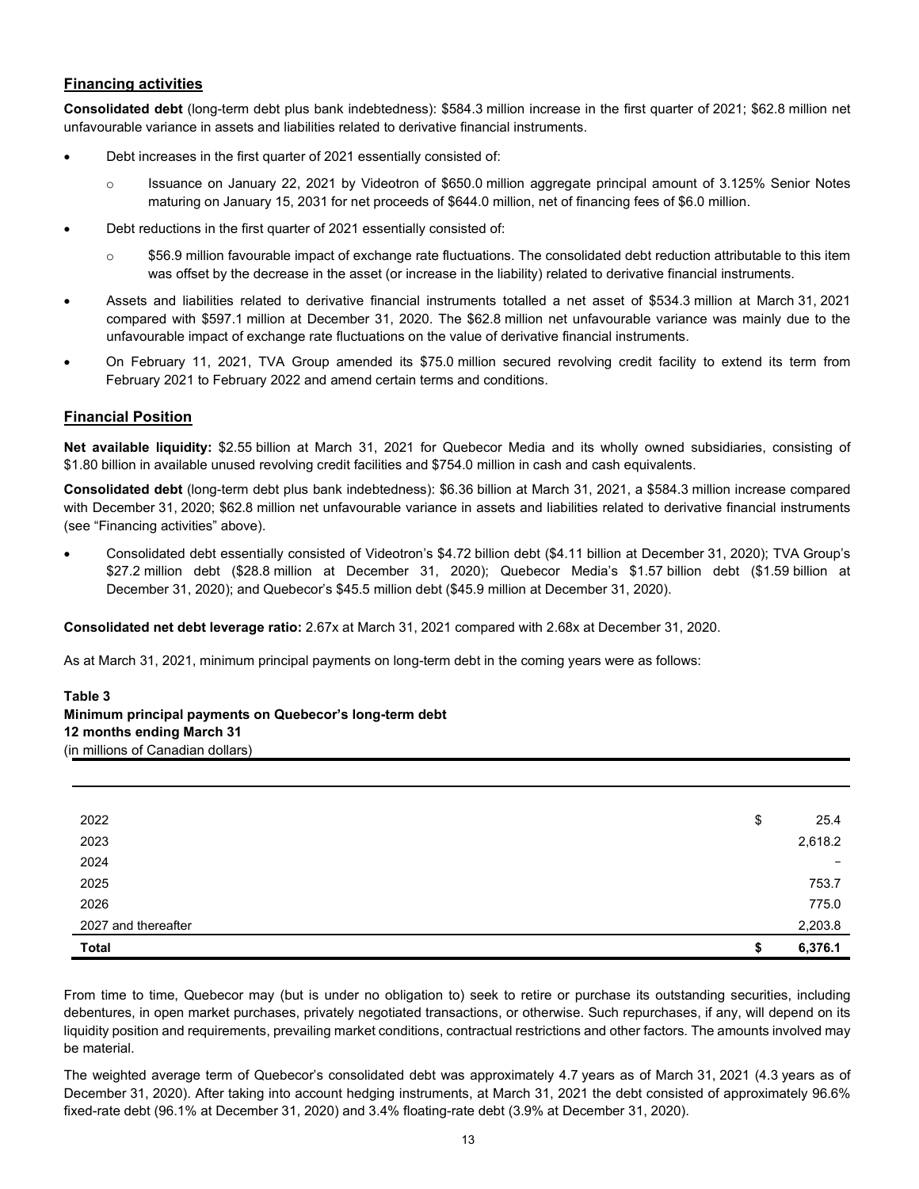## Financing activities

**Consolidated debt** (long-term debt plus bank indebtedness): $584.3 million increase in the first quarter of 2021; $62.8 million net unfavourable variance in assets and liabilities related to derivative financial instruments.

- Debt increases in the first quarter of 2021 essentially consisted of:
  - Issuance on January 22, 2021 by Videotron of $650.0 million aggregate principal amount of 3.125% Senior Notes maturing on January 15, 2031 for net proceeds of $644.0 million, net of financing fees of $6.0 million.
- Debt reductions in the first quarter of 2021 essentially consisted of:
  - $56.9 million favourable impact of exchange rate fluctuations. The consolidated debt reduction attributable to this item was offset by the decrease in the asset (or increase in the liability) related to derivative financial instruments.
- Assets and liabilities related to derivative financial instruments totalled a net asset of $534.3 million at March 31, 2021 compared with $597.1 million at December 31, 2020. The $62.8 million net unfavourable variance was mainly due to the unfavourable impact of exchange rate fluctuations on the value of derivative financial instruments.
- On February 11, 2021, TVA Group amended its $75.0 million secured revolving credit facility to extend its term from February 2021 to February 2022 and amend certain terms and conditions.

## Financial Position

**Net available liquidity:** $2.55 billion at March 31, 2021 for Quebecor Media and its wholly owned subsidiaries, consisting of $1.80 billion in available unused revolving credit facilities and $754.0 million in cash and cash equivalents.

**Consolidated debt** (long-term debt plus bank indebtedness): $6.36 billion at March 31, 2021, a $584.3 million increase compared with December 31, 2020; $62.8 million net unfavourable variance in assets and liabilities related to derivative financial instruments (see "Financing activities" above).

- Consolidated debt essentially consisted of Videotron's $4.72 billion debt ($4.11 billion at December 31, 2020); TVA Group's $27.2 million debt ($28.8 million at December 31, 2020); Quebecor Media's $1.57 billion debt ($1.59 billion at December 31, 2020); and Quebecor's $45.5 million debt ($45.9 million at December 31, 2020).

**Consolidated net debt leverage ratio:** 2.67x at March 31, 2021 compared with 2.68x at December 31, 2020.

As at March 31, 2021, minimum principal payments on long-term debt in the coming years were as follows:

**Table 3**
**Minimum principal payments on Quebecor's long-term debt**
**12 months ending March 31**
(in millions of Canadian dollars)

| | |
|---|---|
| 2022 | $ 25.4 |
| 2023 | 2,618.2 |
| 2024 | – |
| 2025 | 753.7 |
| 2026 | 775.0 |
| 2027 and thereafter | 2,203.8 |
| **Total** | **$ 6,376.1** |

From time to time, Quebecor may (but is under no obligation to) seek to retire or purchase its outstanding securities, including debentures, in open market purchases, privately negotiated transactions, or otherwise. Such repurchases, if any, will depend on its liquidity position and requirements, prevailing market conditions, contractual restrictions and other factors. The amounts involved may be material.

The weighted average term of Quebecor's consolidated debt was approximately 4.7 years as of March 31, 2021 (4.3 years as of December 31, 2020). After taking into account hedging instruments, at March 31, 2021 the debt consisted of approximately 96.6% fixed-rate debt (96.1% at December 31, 2020) and 3.4% floating-rate debt (3.9% at December 31, 2020).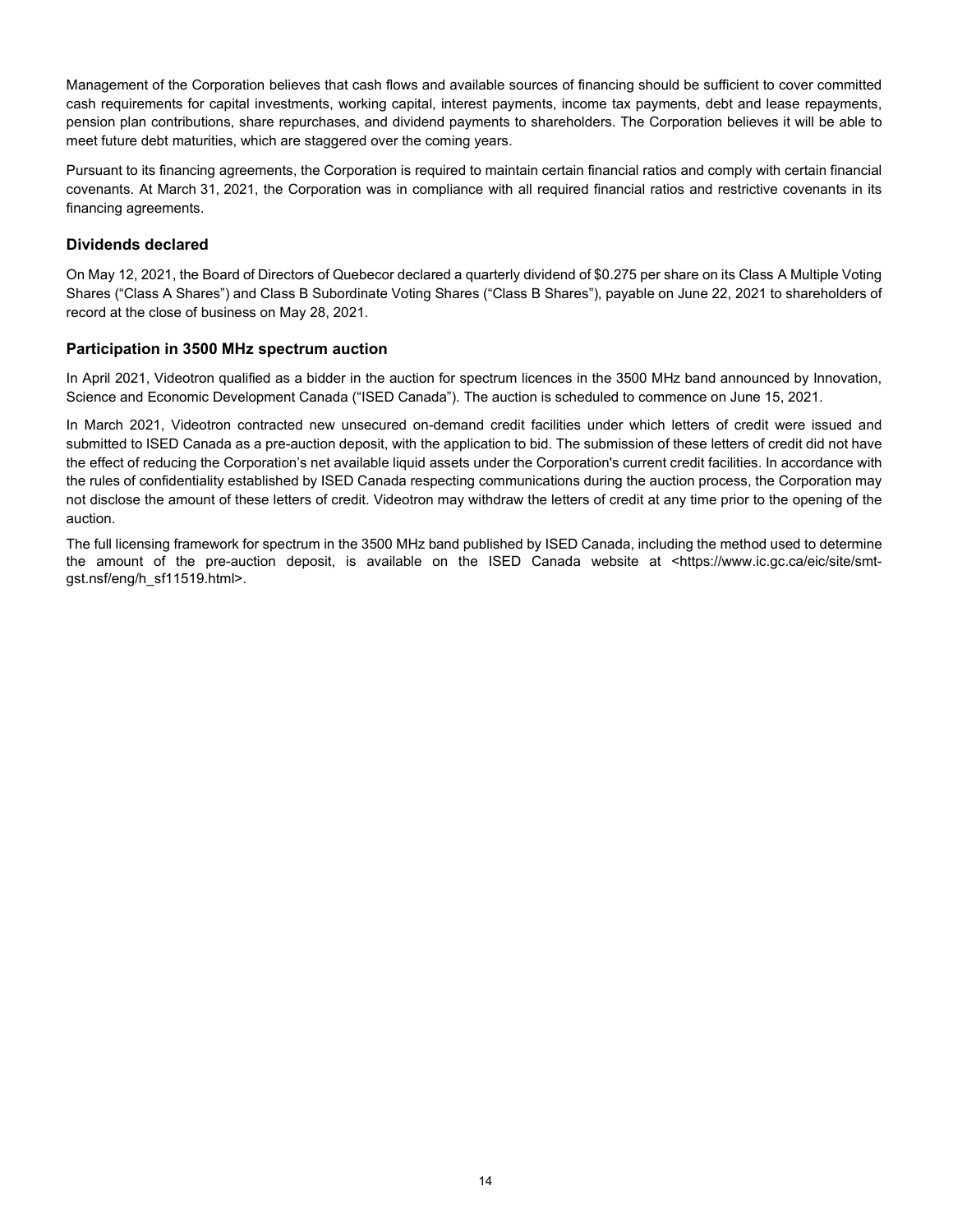Management of the Corporation believes that cash flows and available sources of financing should be sufficient to cover committed cash requirements for capital investments, working capital, interest payments, income tax payments, debt and lease repayments, pension plan contributions, share repurchases, and dividend payments to shareholders. The Corporation believes it will be able to meet future debt maturities, which are staggered over the coming years.

Pursuant to its financing agreements, the Corporation is required to maintain certain financial ratios and comply with certain financial covenants. At March 31, 2021, the Corporation was in compliance with all required financial ratios and restrictive covenants in its financing agreements.

## Dividends declared

On May 12, 2021, the Board of Directors of Quebecor declared a quarterly dividend of $0.275 per share on its Class A Multiple Voting Shares ("Class A Shares") and Class B Subordinate Voting Shares ("Class B Shares"), payable on June 22, 2021 to shareholders of record at the close of business on May 28, 2021.

## Participation in 3500 MHz spectrum auction

In April 2021, Videotron qualified as a bidder in the auction for spectrum licences in the 3500 MHz band announced by Innovation, Science and Economic Development Canada ("ISED Canada"). The auction is scheduled to commence on June 15, 2021.

In March 2021, Videotron contracted new unsecured on-demand credit facilities under which letters of credit were issued and submitted to ISED Canada as a pre-auction deposit, with the application to bid. The submission of these letters of credit did not have the effect of reducing the Corporation's net available liquid assets under the Corporation's current credit facilities. In accordance with the rules of confidentiality established by ISED Canada respecting communications during the auction process, the Corporation may not disclose the amount of these letters of credit. Videotron may withdraw the letters of credit at any time prior to the opening of the auction.

The full licensing framework for spectrum in the 3500 MHz band published by ISED Canada, including the method used to determine the amount of the pre-auction deposit, is available on the ISED Canada website at <https://www.ic.gc.ca/eic/site/smt-gst.nsf/eng/h_sf11519.html>.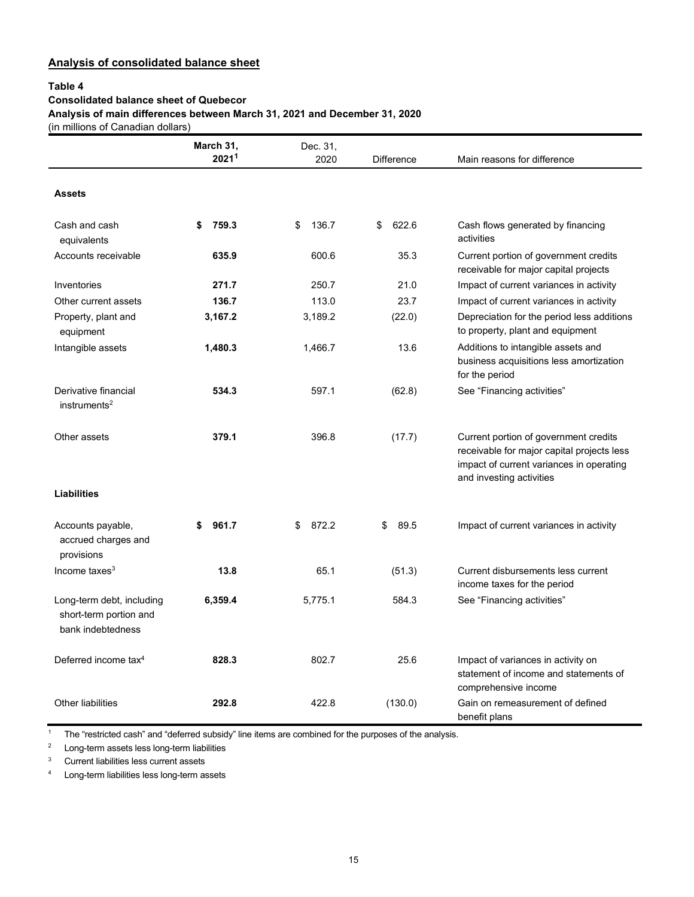## Analysis of consolidated balance sheet

**Table 4**
**Consolidated balance sheet of Quebecor**
**Analysis of main differences between March 31, 2021 and December 31, 2020**
(in millions of Canadian dollars)

| | March 31, 2021[1] | Dec. 31, 2020 | Difference | Main reasons for difference |
|---|---|---|---|---|
| **Assets** | | | | |
| Cash and cash equivalents | **$ 759.3** | $ 136.7 | $ 622.6 | Cash flows generated by financing activities |
| Accounts receivable | **635.9** | 600.6 | 35.3 | Current portion of government credits receivable for major capital projects |
| Inventories | **271.7** | 250.7 | 21.0 | Impact of current variances in activity |
| Other current assets | **136.7** | 113.0 | 23.7 | Impact of current variances in activity |
| Property, plant and equipment | **3,167.2** | 3,189.2 | (22.0) | Depreciation for the period less additions to property, plant and equipment |
| Intangible assets | **1,480.3** | 1,466.7 | 13.6 | Additions to intangible assets and business acquisitions less amortization for the period |
| Derivative financial instruments[2] | **534.3** | 597.1 | (62.8) | See "Financing activities" |
| Other assets | **379.1** | 396.8 | (17.7) | Current portion of government credits receivable for major capital projects less impact of current variances in operating and investing activities |
| **Liabilities** | | | | |
| Accounts payable, accrued charges and provisions | **$ 961.7** | $ 872.2 | $ 89.5 | Impact of current variances in activity |
| Income taxes[3] | **13.8** | 65.1 | (51.3) | Current disbursements less current income taxes for the period |
| Long-term debt, including short-term portion and bank indebtedness | **6,359.4** | 5,775.1 | 584.3 | See "Financing activities" |
| Deferred income tax[4] | **828.3** | 802.7 | 25.6 | Impact of variances in activity on statement of income and statements of comprehensive income |
| Other liabilities | **292.8** | 422.8 | (130.0) | Gain on remeasurement of defined benefit plans |

[1] The "restricted cash" and "deferred subsidy" line items are combined for the purposes of the analysis.

[2] Long-term assets less long-term liabilities

[3] Current liabilities less current assets

[4] Long-term liabilities less long-term assets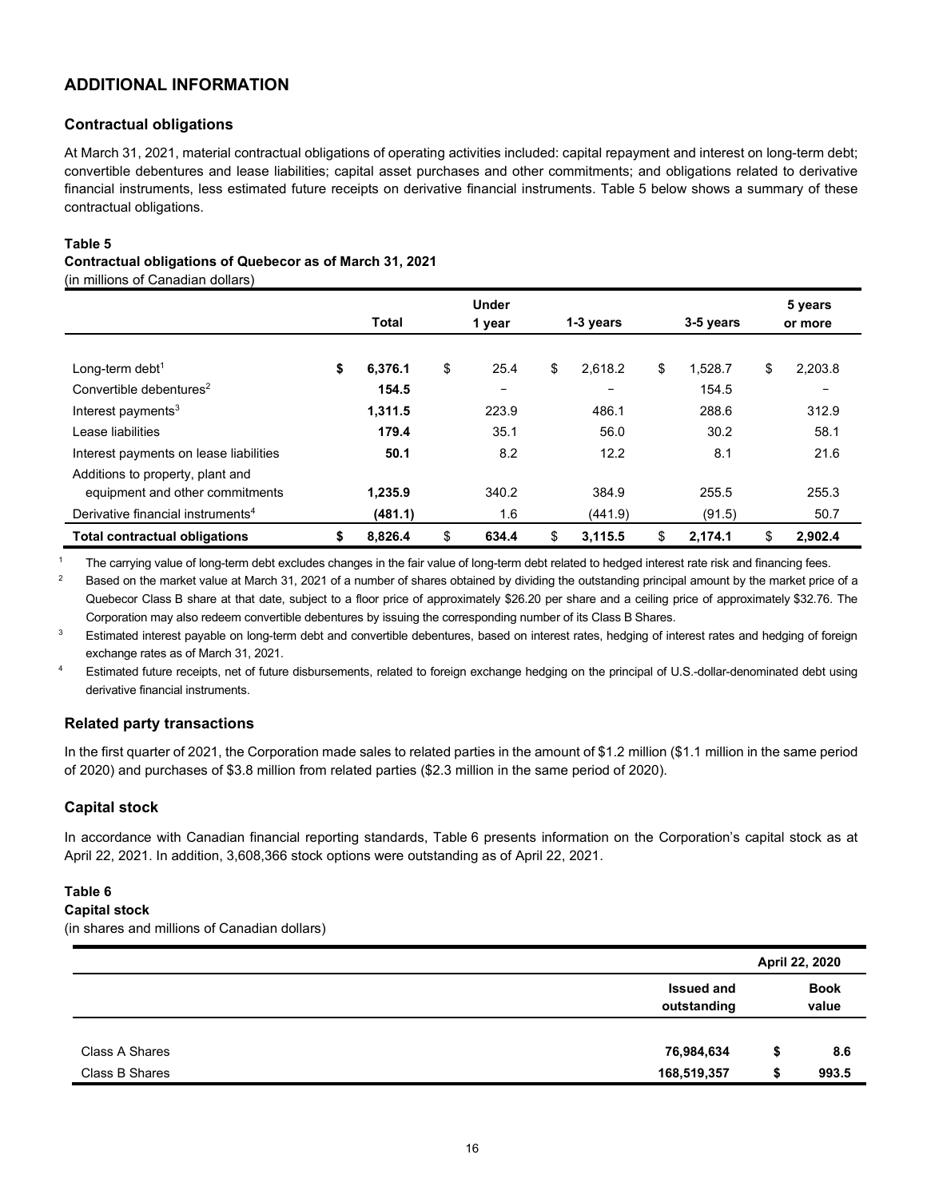## ADDITIONAL INFORMATION

### Contractual obligations

At March 31, 2021, material contractual obligations of operating activities included: capital repayment and interest on long-term debt; convertible debentures and lease liabilities; capital asset purchases and other commitments; and obligations related to derivative financial instruments, less estimated future receipts on derivative financial instruments. Table 5 below shows a summary of these contractual obligations.

**Table 5**
**Contractual obligations of Quebecor as of March 31, 2021**
(in millions of Canadian dollars)

| | Total | Under 1 year | 1-3 years | 3-5 years | 5 years or more |
|---|---|---|---|---|---|
| Long-term debt[1] | **$ 6,376.1** | $ 25.4 | $ 2,618.2 | $ 1,528.7 | $ 2,203.8 |
| Convertible debentures[2] | **154.5** | – | – | 154.5 | – |
| Interest payments[3] | **1,311.5** | 223.9 | 486.1 | 288.6 | 312.9 |
| Lease liabilities | **179.4** | 35.1 | 56.0 | 30.2 | 58.1 |
| Interest payments on lease liabilities | **50.1** | 8.2 | 12.2 | 8.1 | 21.6 |
| Additions to property, plant and equipment and other commitments | **1,235.9** | 340.2 | 384.9 | 255.5 | 255.3 |
| Derivative financial instruments[4] | **(481.1)** | 1.6 | (441.9) | (91.5) | 50.7 |
| **Total contractual obligations** | **$ 8,826.4** | **$ 634.4** | **$ 3,115.5** | **$ 2,174.1** | **$ 2,902.4** |

[1] The carrying value of long-term debt excludes changes in the fair value of long-term debt related to hedged interest rate risk and financing fees.

[2] Based on the market value at March 31, 2021 of a number of shares obtained by dividing the outstanding principal amount by the market price of a Quebecor Class B share at that date, subject to a floor price of approximately $26.20 per share and a ceiling price of approximately $32.76. The Corporation may also redeem convertible debentures by issuing the corresponding number of its Class B Shares.

[3] Estimated interest payable on long-term debt and convertible debentures, based on interest rates, hedging of interest rates and hedging of foreign exchange rates as of March 31, 2021.

[4] Estimated future receipts, net of future disbursements, related to foreign exchange hedging on the principal of U.S.-dollar-denominated debt using derivative financial instruments.

### Related party transactions

In the first quarter of 2021, the Corporation made sales to related parties in the amount of $1.2 million ($1.1 million in the same period of 2020) and purchases of $3.8 million from related parties ($2.3 million in the same period of 2020).

### Capital stock

In accordance with Canadian financial reporting standards, Table 6 presents information on the Corporation's capital stock as at April 22, 2021. In addition, 3,608,366 stock options were outstanding as of April 22, 2021.

**Table 6**
**Capital stock**
(in shares and millions of Canadian dollars)

| | April 22, 2020 | |
|---|---|---|
| | Issued and outstanding | Book value |
| Class A Shares | **76,984,634** | **$ 8.6** |
| Class B Shares | **168,519,357** | **$ 993.5** |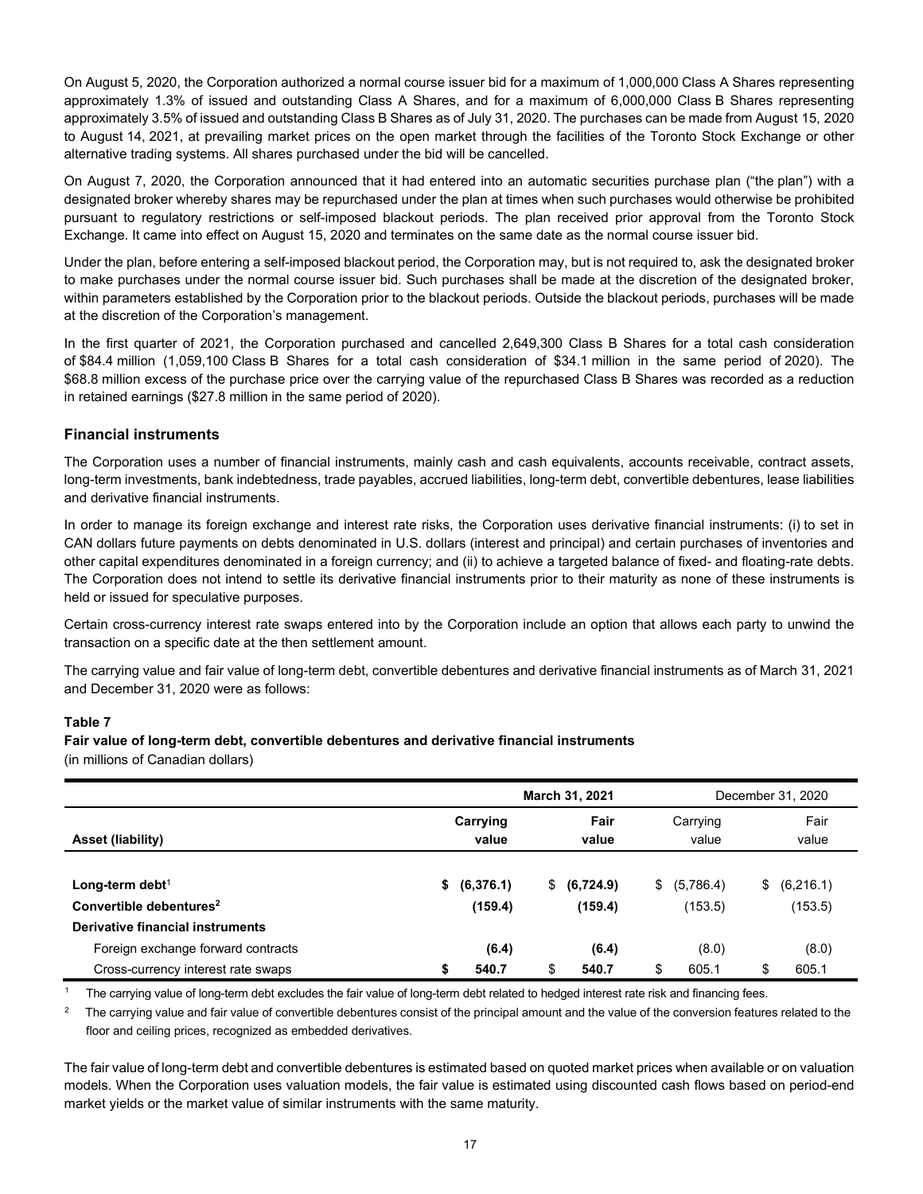On August 5, 2020, the Corporation authorized a normal course issuer bid for a maximum of 1,000,000 Class A Shares representing approximately 1.3% of issued and outstanding Class A Shares, and for a maximum of 6,000,000 Class B Shares representing approximately 3.5% of issued and outstanding Class B Shares as of July 31, 2020. The purchases can be made from August 15, 2020 to August 14, 2021, at prevailing market prices on the open market through the facilities of the Toronto Stock Exchange or other alternative trading systems. All shares purchased under the bid will be cancelled.

On August 7, 2020, the Corporation announced that it had entered into an automatic securities purchase plan ("the plan") with a designated broker whereby shares may be repurchased under the plan at times when such purchases would otherwise be prohibited pursuant to regulatory restrictions or self-imposed blackout periods. The plan received prior approval from the Toronto Stock Exchange. It came into effect on August 15, 2020 and terminates on the same date as the normal course issuer bid.

Under the plan, before entering a self-imposed blackout period, the Corporation may, but is not required to, ask the designated broker to make purchases under the normal course issuer bid. Such purchases shall be made at the discretion of the designated broker, within parameters established by the Corporation prior to the blackout periods. Outside the blackout periods, purchases will be made at the discretion of the Corporation's management.

In the first quarter of 2021, the Corporation purchased and cancelled 2,649,300 Class B Shares for a total cash consideration of $84.4 million (1,059,100 Class B Shares for a total cash consideration of $34.1 million in the same period of 2020). The $68.8 million excess of the purchase price over the carrying value of the repurchased Class B Shares was recorded as a reduction in retained earnings ($27.8 million in the same period of 2020).

## Financial instruments

The Corporation uses a number of financial instruments, mainly cash and cash equivalents, accounts receivable, contract assets, long-term investments, bank indebtedness, trade payables, accrued liabilities, long-term debt, convertible debentures, lease liabilities and derivative financial instruments.

In order to manage its foreign exchange and interest rate risks, the Corporation uses derivative financial instruments: (i) to set in CAN dollars future payments on debts denominated in U.S. dollars (interest and principal) and certain purchases of inventories and other capital expenditures denominated in a foreign currency; and (ii) to achieve a targeted balance of fixed- and floating-rate debts. The Corporation does not intend to settle its derivative financial instruments prior to their maturity as none of these instruments is held or issued for speculative purposes.

Certain cross-currency interest rate swaps entered into by the Corporation include an option that allows each party to unwind the transaction on a specific date at the then settlement amount.

The carrying value and fair value of long-term debt, convertible debentures and derivative financial instruments as of March 31, 2021 and December 31, 2020 were as follows:

**Table 7**
**Fair value of long-term debt, convertible debentures and derivative financial instruments**
(in millions of Canadian dollars)

| | **March 31, 2021** | | December 31, 2020 | |
|---|---|---|---|---|
| **Asset (liability)** | **Carrying value** | **Fair value** | Carrying value | Fair value |
| **Long-term debt**[1] | **$ (6,376.1)** | **$ (6,724.9)** | $ (5,786.4) | $ (6,216.1) |
| **Convertible debentures**[2] | **(159.4)** | **(159.4)** | (153.5) | (153.5) |
| **Derivative financial instruments** | | | | |
| Foreign exchange forward contracts | **(6.4)** | **(6.4)** | (8.0) | (8.0) |
| Cross-currency interest rate swaps | **$ 540.7** | **$ 540.7** | $ 605.1 | $ 605.1 |

[1] The carrying value of long-term debt excludes the fair value of long-term debt related to hedged interest rate risk and financing fees.

[2] The carrying value and fair value of convertible debentures consist of the principal amount and the value of the conversion features related to the floor and ceiling prices, recognized as embedded derivatives.

The fair value of long-term debt and convertible debentures is estimated based on quoted market prices when available or on valuation models. When the Corporation uses valuation models, the fair value is estimated using discounted cash flows based on period-end market yields or the market value of similar instruments with the same maturity.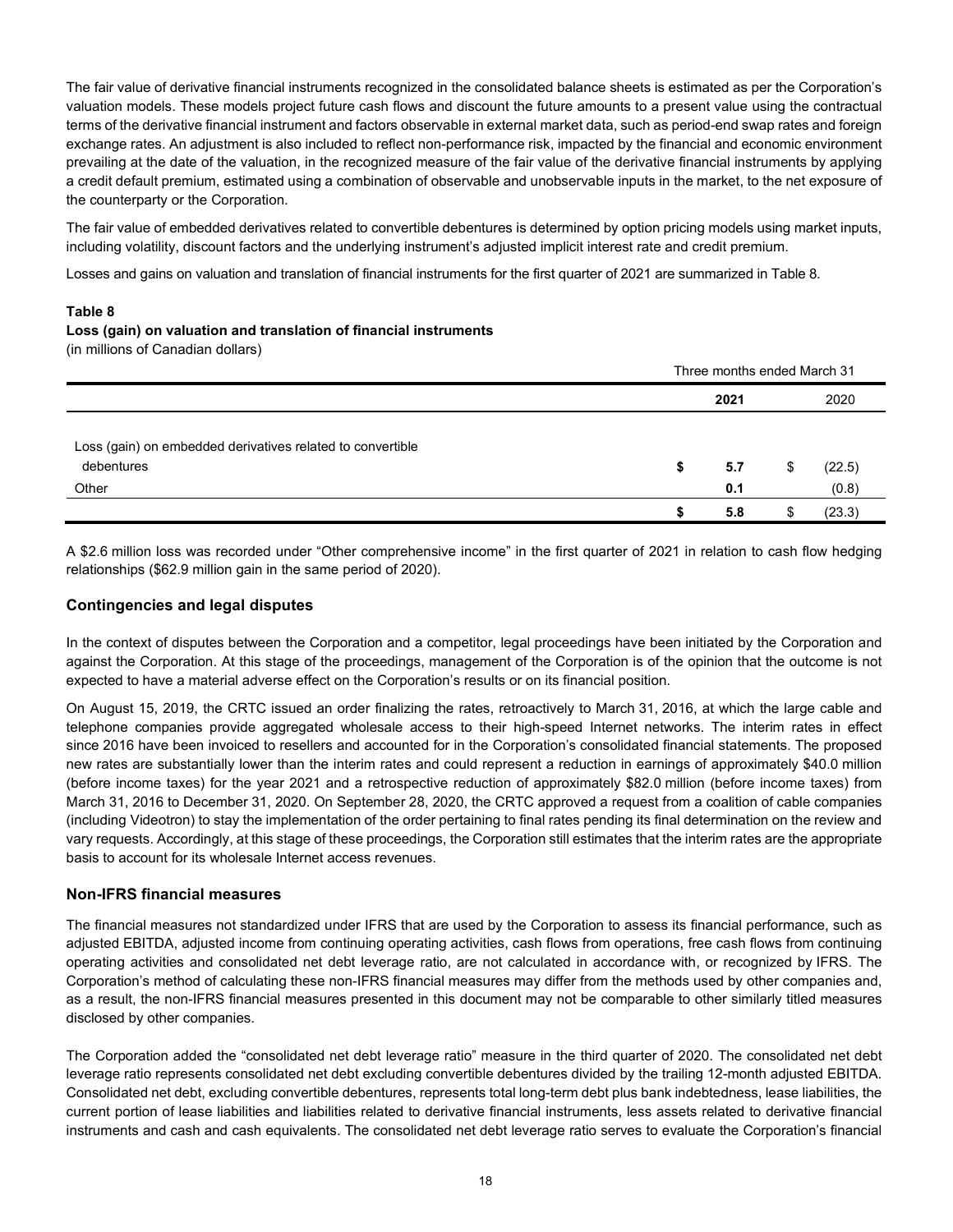The fair value of derivative financial instruments recognized in the consolidated balance sheets is estimated as per the Corporation's valuation models. These models project future cash flows and discount the future amounts to a present value using the contractual terms of the derivative financial instrument and factors observable in external market data, such as period-end swap rates and foreign exchange rates. An adjustment is also included to reflect non-performance risk, impacted by the financial and economic environment prevailing at the date of the valuation, in the recognized measure of the fair value of the derivative financial instruments by applying a credit default premium, estimated using a combination of observable and unobservable inputs in the market, to the net exposure of the counterparty or the Corporation.

The fair value of embedded derivatives related to convertible debentures is determined by option pricing models using market inputs, including volatility, discount factors and the underlying instrument's adjusted implicit interest rate and credit premium.

Losses and gains on valuation and translation of financial instruments for the first quarter of 2021 are summarized in Table 8.

**Table 8**
**Loss (gain) on valuation and translation of financial instruments**
(in millions of Canadian dollars)

| | Three months ended March 31 | |
|---|---|---|
| | **2021** | 2020 |
| Loss (gain) on embedded derivatives related to convertible debentures | **$ 5.7** | $ (22.5) |
| Other | **0.1** | (0.8) |
| | **$ 5.8** | $ (23.3) |

A $2.6 million loss was recorded under "Other comprehensive income" in the first quarter of 2021 in relation to cash flow hedging relationships ($62.9 million gain in the same period of 2020).

## Contingencies and legal disputes

In the context of disputes between the Corporation and a competitor, legal proceedings have been initiated by the Corporation and against the Corporation. At this stage of the proceedings, management of the Corporation is of the opinion that the outcome is not expected to have a material adverse effect on the Corporation's results or on its financial position.

On August 15, 2019, the CRTC issued an order finalizing the rates, retroactively to March 31, 2016, at which the large cable and telephone companies provide aggregated wholesale access to their high-speed Internet networks. The interim rates in effect since 2016 have been invoiced to resellers and accounted for in the Corporation's consolidated financial statements. The proposed new rates are substantially lower than the interim rates and could represent a reduction in earnings of approximately $40.0 million (before income taxes) for the year 2021 and a retrospective reduction of approximately $82.0 million (before income taxes) from March 31, 2016 to December 31, 2020. On September 28, 2020, the CRTC approved a request from a coalition of cable companies (including Videotron) to stay the implementation of the order pertaining to final rates pending its final determination on the review and vary requests. Accordingly, at this stage of these proceedings, the Corporation still estimates that the interim rates are the appropriate basis to account for its wholesale Internet access revenues.

## Non-IFRS financial measures

The financial measures not standardized under IFRS that are used by the Corporation to assess its financial performance, such as adjusted EBITDA, adjusted income from continuing operating activities, cash flows from operations, free cash flows from continuing operating activities and consolidated net debt leverage ratio, are not calculated in accordance with, or recognized by IFRS. The Corporation's method of calculating these non-IFRS financial measures may differ from the methods used by other companies and, as a result, the non-IFRS financial measures presented in this document may not be comparable to other similarly titled measures disclosed by other companies.

The Corporation added the "consolidated net debt leverage ratio" measure in the third quarter of 2020. The consolidated net debt leverage ratio represents consolidated net debt excluding convertible debentures divided by the trailing 12-month adjusted EBITDA. Consolidated net debt, excluding convertible debentures, represents total long-term debt plus bank indebtedness, lease liabilities, the current portion of lease liabilities and liabilities related to derivative financial instruments, less assets related to derivative financial instruments and cash and cash equivalents. The consolidated net debt leverage ratio serves to evaluate the Corporation's financial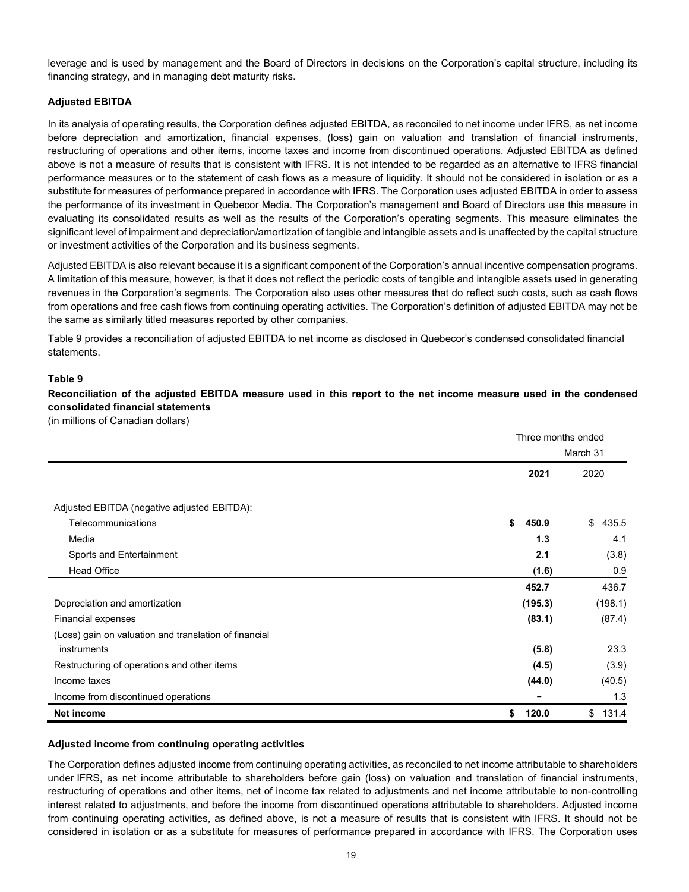leverage and is used by management and the Board of Directors in decisions on the Corporation's capital structure, including its financing strategy, and in managing debt maturity risks.

### Adjusted EBITDA

In its analysis of operating results, the Corporation defines adjusted EBITDA, as reconciled to net income under IFRS, as net income before depreciation and amortization, financial expenses, (loss) gain on valuation and translation of financial instruments, restructuring of operations and other items, income taxes and income from discontinued operations. Adjusted EBITDA as defined above is not a measure of results that is consistent with IFRS. It is not intended to be regarded as an alternative to IFRS financial performance measures or to the statement of cash flows as a measure of liquidity. It should not be considered in isolation or as a substitute for measures of performance prepared in accordance with IFRS. The Corporation uses adjusted EBITDA in order to assess the performance of its investment in Quebecor Media. The Corporation's management and Board of Directors use this measure in evaluating its consolidated results as well as the results of the Corporation's operating segments. This measure eliminates the significant level of impairment and depreciation/amortization of tangible and intangible assets and is unaffected by the capital structure or investment activities of the Corporation and its business segments.

Adjusted EBITDA is also relevant because it is a significant component of the Corporation's annual incentive compensation programs. A limitation of this measure, however, is that it does not reflect the periodic costs of tangible and intangible assets used in generating revenues in the Corporation's segments. The Corporation also uses other measures that do reflect such costs, such as cash flows from operations and free cash flows from continuing operating activities. The Corporation's definition of adjusted EBITDA may not be the same as similarly titled measures reported by other companies.

Table 9 provides a reconciliation of adjusted EBITDA to net income as disclosed in Quebecor's condensed consolidated financial statements.

**Table 9**

**Reconciliation of the adjusted EBITDA measure used in this report to the net income measure used in the condensed consolidated financial statements**

(in millions of Canadian dollars)

| | Three months ended March 31 | |
|---|---|---|
| | **2021** | 2020 |
| Adjusted EBITDA (negative adjusted EBITDA): | | |
| Telecommunications | **$ 450.9** | $ 435.5 |
| Media | **1.3** | 4.1 |
| Sports and Entertainment | **2.1** | (3.8) |
| Head Office | **(1.6)** | 0.9 |
| | **452.7** | 436.7 |
| Depreciation and amortization | **(195.3)** | (198.1) |
| Financial expenses | **(83.1)** | (87.4) |
| (Loss) gain on valuation and translation of financial instruments | **(5.8)** | 23.3 |
| Restructuring of operations and other items | **(4.5)** | (3.9) |
| Income taxes | **(44.0)** | (40.5) |
| Income from discontinued operations | **–** | 1.3 |
| **Net income** | **$ 120.0** | $ 131.4 |

### Adjusted income from continuing operating activities

The Corporation defines adjusted income from continuing operating activities, as reconciled to net income attributable to shareholders under IFRS, as net income attributable to shareholders before gain (loss) on valuation and translation of financial instruments, restructuring of operations and other items, net of income tax related to adjustments and net income attributable to non-controlling interest related to adjustments, and before the income from discontinued operations attributable to shareholders. Adjusted income from continuing operating activities, as defined above, is not a measure of results that is consistent with IFRS. It should not be considered in isolation or as a substitute for measures of performance prepared in accordance with IFRS. The Corporation uses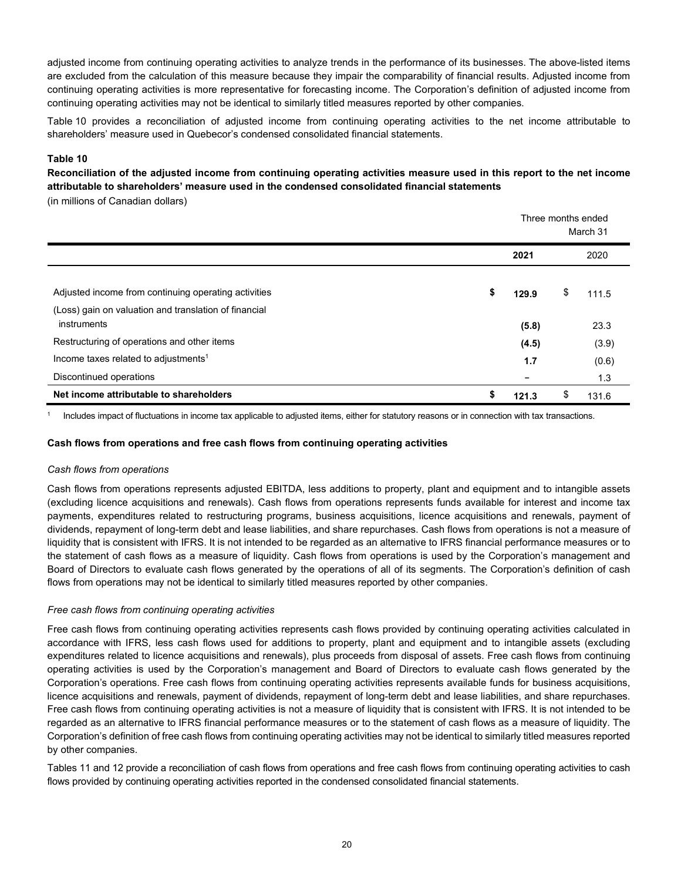adjusted income from continuing operating activities to analyze trends in the performance of its businesses. The above-listed items are excluded from the calculation of this measure because they impair the comparability of financial results. Adjusted income from continuing operating activities is more representative for forecasting income. The Corporation's definition of adjusted income from continuing operating activities may not be identical to similarly titled measures reported by other companies.

Table 10 provides a reconciliation of adjusted income from continuing operating activities to the net income attributable to shareholders' measure used in Quebecor's condensed consolidated financial statements.

**Table 10**

**Reconciliation of the adjusted income from continuing operating activities measure used in this report to the net income attributable to shareholders' measure used in the condensed consolidated financial statements**

(in millions of Canadian dollars)

| | Three months ended March 31 | |
|---|---|---|
| | **2021** | 2020 |
| Adjusted income from continuing operating activities | **$ 129.9** | $ 111.5 |
| (Loss) gain on valuation and translation of financial instruments | **(5.8)** | 23.3 |
| Restructuring of operations and other items | **(4.5)** | (3.9) |
| Income taxes related to adjustments[1] | **1.7** | (0.6) |
| Discontinued operations | **–** | 1.3 |
| **Net income attributable to shareholders** | **$ 121.3** | $ 131.6 |

[1] Includes impact of fluctuations in income tax applicable to adjusted items, either for statutory reasons or in connection with tax transactions.

**Cash flows from operations and free cash flows from continuing operating activities**

*Cash flows from operations*

Cash flows from operations represents adjusted EBITDA, less additions to property, plant and equipment and to intangible assets (excluding licence acquisitions and renewals). Cash flows from operations represents funds available for interest and income tax payments, expenditures related to restructuring programs, business acquisitions, licence acquisitions and renewals, payment of dividends, repayment of long-term debt and lease liabilities, and share repurchases. Cash flows from operations is not a measure of liquidity that is consistent with IFRS. It is not intended to be regarded as an alternative to IFRS financial performance measures or to the statement of cash flows as a measure of liquidity. Cash flows from operations is used by the Corporation's management and Board of Directors to evaluate cash flows generated by the operations of all of its segments. The Corporation's definition of cash flows from operations may not be identical to similarly titled measures reported by other companies.

*Free cash flows from continuing operating activities*

Free cash flows from continuing operating activities represents cash flows provided by continuing operating activities calculated in accordance with IFRS, less cash flows used for additions to property, plant and equipment and to intangible assets (excluding expenditures related to licence acquisitions and renewals), plus proceeds from disposal of assets. Free cash flows from continuing operating activities is used by the Corporation's management and Board of Directors to evaluate cash flows generated by the Corporation's operations. Free cash flows from continuing operating activities represents available funds for business acquisitions, licence acquisitions and renewals, payment of dividends, repayment of long-term debt and lease liabilities, and share repurchases. Free cash flows from continuing operating activities is not a measure of liquidity that is consistent with IFRS. It is not intended to be regarded as an alternative to IFRS financial performance measures or to the statement of cash flows as a measure of liquidity. The Corporation's definition of free cash flows from continuing operating activities may not be identical to similarly titled measures reported by other companies.

Tables 11 and 12 provide a reconciliation of cash flows from operations and free cash flows from continuing operating activities to cash flows provided by continuing operating activities reported in the condensed consolidated financial statements.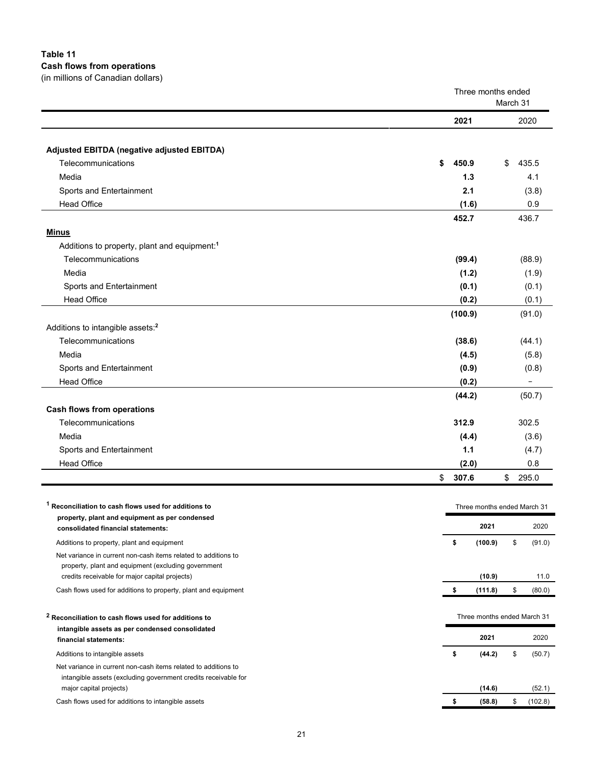**Table 11**
**Cash flows from operations**
(in millions of Canadian dollars)

| | Three months ended March 31 | |
|---|---|---|
| | **2021** | 2020 |
| **Adjusted EBITDA (negative adjusted EBITDA)** | | |
| Telecommunications | **$ 450.9** | $ 435.5 |
| Media | **1.3** | 4.1 |
| Sports and Entertainment | **2.1** | (3.8) |
| Head Office | **(1.6)** | 0.9 |
| | **452.7** | 436.7 |
| **Minus** | | |
| Additions to property, plant and equipment:[1] | | |
| Telecommunications | **(99.4)** | (88.9) |
| Media | **(1.2)** | (1.9) |
| Sports and Entertainment | **(0.1)** | (0.1) |
| Head Office | **(0.2)** | (0.1) |
| | **(100.9)** | (91.0) |
| Additions to intangible assets:[2] | | |
| Telecommunications | **(38.6)** | (44.1) |
| Media | **(4.5)** | (5.8) |
| Sports and Entertainment | **(0.9)** | (0.8) |
| Head Office | **(0.2)** | – |
| | **(44.2)** | (50.7) |
| **Cash flows from operations** | | |
| Telecommunications | **312.9** | 302.5 |
| Media | **(4.4)** | (3.6) |
| Sports and Entertainment | **1.1** | (4.7) |
| Head Office | **(2.0)** | 0.8 |
| | $ **307.6** | $ 295.0 |

| [1] **Reconciliation to cash flows used for additions to property, plant and equipment as per condensed consolidated financial statements:** | Three months ended March 31 | |
|---|---|---|
| | **2021** | 2020 |
| Additions to property, plant and equipment | **$ (100.9)** | $ (91.0) |
| Net variance in current non-cash items related to additions to property, plant and equipment (excluding government credits receivable for major capital projects) | **(10.9)** | 11.0 |
| Cash flows used for additions to property, plant and equipment | **$ (111.8)** | $ (80.0) |

| [2] **Reconciliation to cash flows used for additions to intangible assets as per condensed consolidated financial statements:** | Three months ended March 31 | |
|---|---|---|
| | **2021** | 2020 |
| Additions to intangible assets | **$ (44.2)** | $ (50.7) |
| Net variance in current non-cash items related to additions to intangible assets (excluding government credits receivable for major capital projects) | **(14.6)** | (52.1) |
| Cash flows used for additions to intangible assets | **$ (58.8)** | $ (102.8) |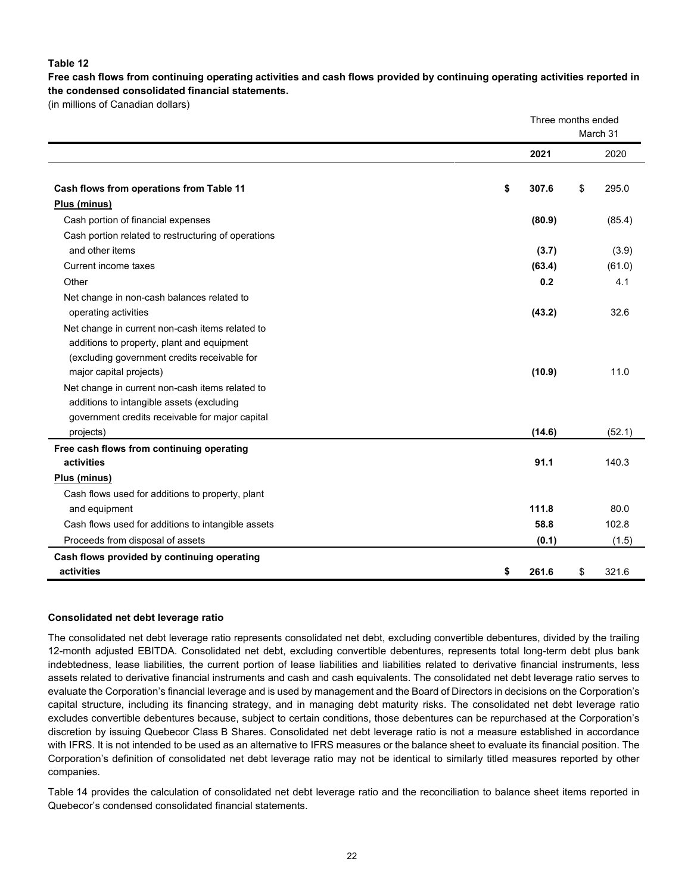**Table 12**

**Free cash flows from continuing operating activities and cash flows provided by continuing operating activities reported in the condensed consolidated financial statements.**

(in millions of Canadian dollars)

| | Three months ended March 31 | |
|---|---|---|
| | **2021** | 2020 |
| **Cash flows from operations from Table 11** | **$ 307.6** | $ 295.0 |
| **Plus (minus)** | | |
| Cash portion of financial expenses | **(80.9)** | (85.4) |
| Cash portion related to restructuring of operations and other items | **(3.7)** | (3.9) |
| Current income taxes | **(63.4)** | (61.0) |
| Other | **0.2** | 4.1 |
| Net change in non-cash balances related to operating activities | **(43.2)** | 32.6 |
| Net change in current non-cash items related to additions to property, plant and equipment (excluding government credits receivable for major capital projects) | **(10.9)** | 11.0 |
| Net change in current non-cash items related to additions to intangible assets (excluding government credits receivable for major capital projects) | **(14.6)** | (52.1) |
| **Free cash flows from continuing operating activities** | **91.1** | 140.3 |
| **Plus (minus)** | | |
| Cash flows used for additions to property, plant and equipment | **111.8** | 80.0 |
| Cash flows used for additions to intangible assets | **58.8** | 102.8 |
| Proceeds from disposal of assets | **(0.1)** | (1.5) |
| **Cash flows provided by continuing operating activities** | **$ 261.6** | $ 321.6 |

**Consolidated net debt leverage ratio**

The consolidated net debt leverage ratio represents consolidated net debt, excluding convertible debentures, divided by the trailing 12-month adjusted EBITDA. Consolidated net debt, excluding convertible debentures, represents total long-term debt plus bank indebtedness, lease liabilities, the current portion of lease liabilities and liabilities related to derivative financial instruments, less assets related to derivative financial instruments and cash and cash equivalents. The consolidated net debt leverage ratio serves to evaluate the Corporation's financial leverage and is used by management and the Board of Directors in decisions on the Corporation's capital structure, including its financing strategy, and in managing debt maturity risks. The consolidated net debt leverage ratio excludes convertible debentures because, subject to certain conditions, those debentures can be repurchased at the Corporation's discretion by issuing Quebecor Class B Shares. Consolidated net debt leverage ratio is not a measure established in accordance with IFRS. It is not intended to be used as an alternative to IFRS measures or the balance sheet to evaluate its financial position. The Corporation's definition of consolidated net debt leverage ratio may not be identical to similarly titled measures reported by other companies.

Table 14 provides the calculation of consolidated net debt leverage ratio and the reconciliation to balance sheet items reported in Quebecor's condensed consolidated financial statements.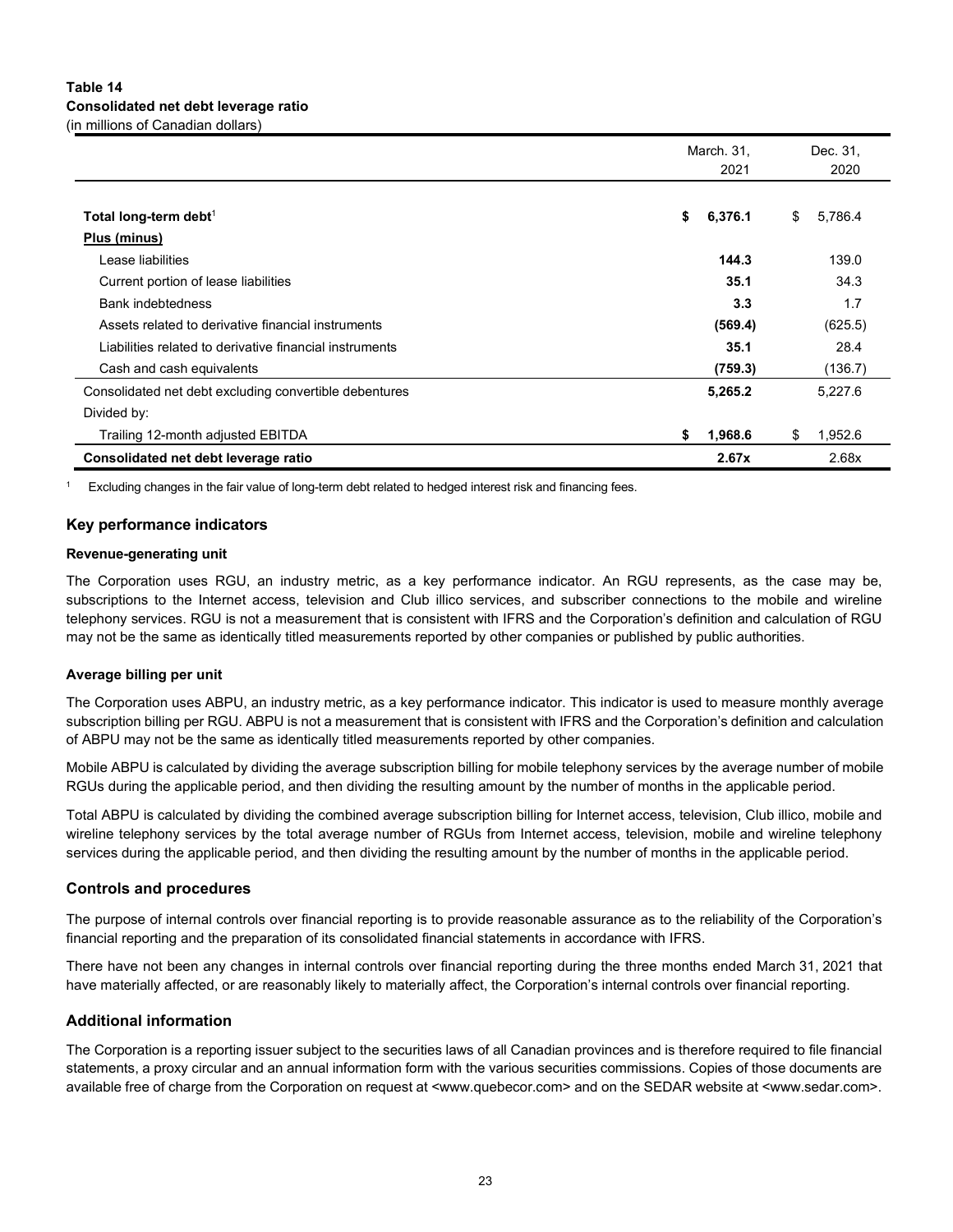**Table 14**
**Consolidated net debt leverage ratio**
(in millions of Canadian dollars)

| | March. 31, 2021 | Dec. 31, 2020 |
|---|---|---|
| **Total long-term debt**[1] | **$ 6,376.1** | $ 5,786.4 |
| **Plus (minus)** | | |
| Lease liabilities | **144.3** | 139.0 |
| Current portion of lease liabilities | **35.1** | 34.3 |
| Bank indebtedness | **3.3** | 1.7 |
| Assets related to derivative financial instruments | **(569.4)** | (625.5) |
| Liabilities related to derivative financial instruments | **35.1** | 28.4 |
| Cash and cash equivalents | **(759.3)** | (136.7) |
| Consolidated net debt excluding convertible debentures | **5,265.2** | 5,227.6 |
| Divided by: | | |
| Trailing 12-month adjusted EBITDA | **$ 1,968.6** | $ 1,952.6 |
| **Consolidated net debt leverage ratio** | **2.67x** | 2.68x |

[1] Excluding changes in the fair value of long-term debt related to hedged interest risk and financing fees.

## Key performance indicators

### Revenue-generating unit

The Corporation uses RGU, an industry metric, as a key performance indicator. An RGU represents, as the case may be, subscriptions to the Internet access, television and Club illico services, and subscriber connections to the mobile and wireline telephony services. RGU is not a measurement that is consistent with IFRS and the Corporation's definition and calculation of RGU may not be the same as identically titled measurements reported by other companies or published by public authorities.

### Average billing per unit

The Corporation uses ABPU, an industry metric, as a key performance indicator. This indicator is used to measure monthly average subscription billing per RGU. ABPU is not a measurement that is consistent with IFRS and the Corporation's definition and calculation of ABPU may not be the same as identically titled measurements reported by other companies.

Mobile ABPU is calculated by dividing the average subscription billing for mobile telephony services by the average number of mobile RGUs during the applicable period, and then dividing the resulting amount by the number of months in the applicable period.

Total ABPU is calculated by dividing the combined average subscription billing for Internet access, television, Club illico, mobile and wireline telephony services by the total average number of RGUs from Internet access, television, mobile and wireline telephony services during the applicable period, and then dividing the resulting amount by the number of months in the applicable period.

## Controls and procedures

The purpose of internal controls over financial reporting is to provide reasonable assurance as to the reliability of the Corporation's financial reporting and the preparation of its consolidated financial statements in accordance with IFRS.

There have not been any changes in internal controls over financial reporting during the three months ended March 31, 2021 that have materially affected, or are reasonably likely to materially affect, the Corporation's internal controls over financial reporting.

## Additional information

The Corporation is a reporting issuer subject to the securities laws of all Canadian provinces and is therefore required to file financial statements, a proxy circular and an annual information form with the various securities commissions. Copies of those documents are available free of charge from the Corporation on request at <www.quebecor.com> and on the SEDAR website at <www.sedar.com>.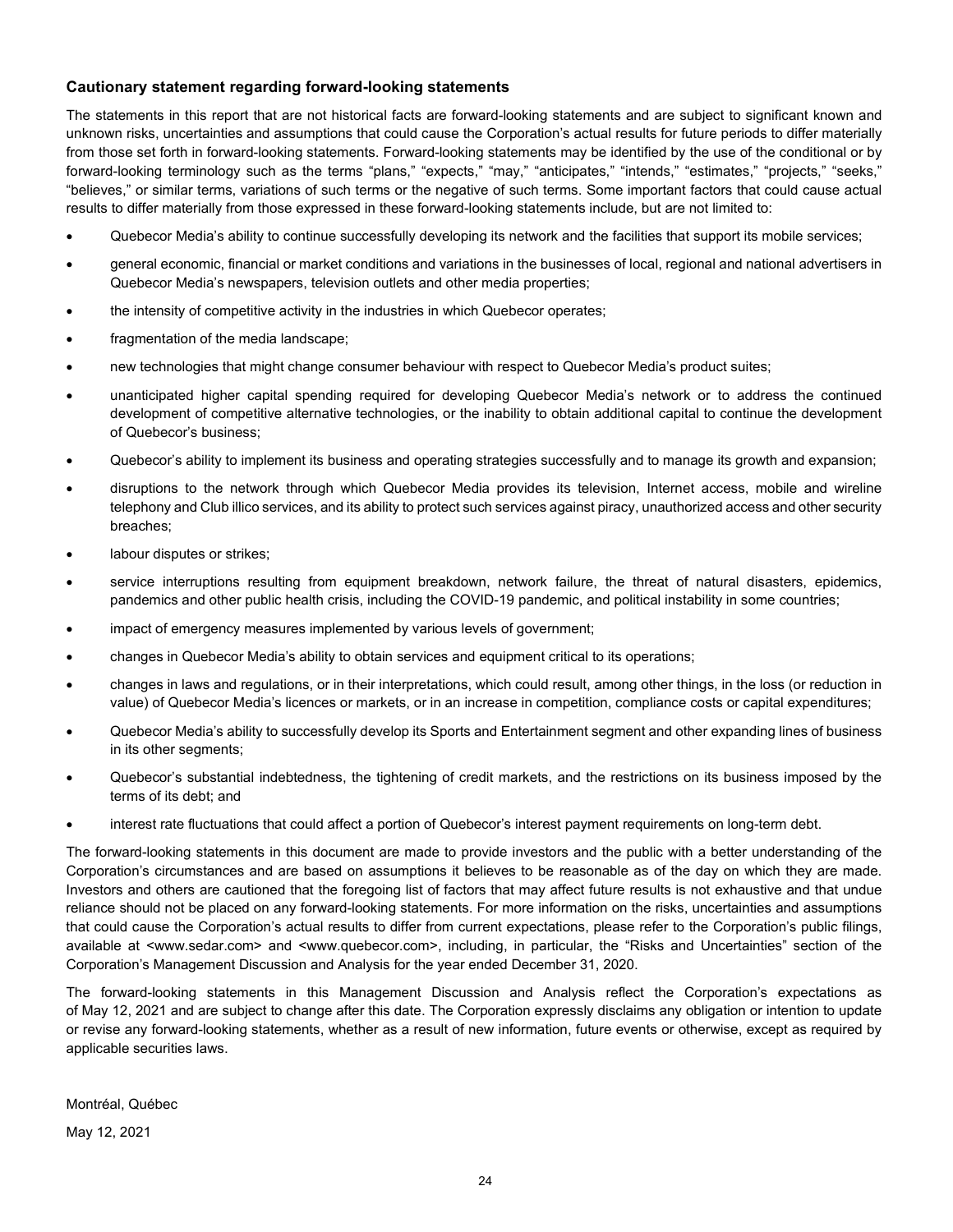### Cautionary statement regarding forward-looking statements

The statements in this report that are not historical facts are forward-looking statements and are subject to significant known and unknown risks, uncertainties and assumptions that could cause the Corporation's actual results for future periods to differ materially from those set forth in forward-looking statements. Forward-looking statements may be identified by the use of the conditional or by forward-looking terminology such as the terms "plans," "expects," "may," "anticipates," "intends," "estimates," "projects," "seeks," "believes," or similar terms, variations of such terms or the negative of such terms. Some important factors that could cause actual results to differ materially from those expressed in these forward-looking statements include, but are not limited to:

- Quebecor Media's ability to continue successfully developing its network and the facilities that support its mobile services;
- general economic, financial or market conditions and variations in the businesses of local, regional and national advertisers in Quebecor Media's newspapers, television outlets and other media properties;
- the intensity of competitive activity in the industries in which Quebecor operates;
- fragmentation of the media landscape;
- new technologies that might change consumer behaviour with respect to Quebecor Media's product suites;
- unanticipated higher capital spending required for developing Quebecor Media's network or to address the continued development of competitive alternative technologies, or the inability to obtain additional capital to continue the development of Quebecor's business;
- Quebecor's ability to implement its business and operating strategies successfully and to manage its growth and expansion;
- disruptions to the network through which Quebecor Media provides its television, Internet access, mobile and wireline telephony and Club illico services, and its ability to protect such services against piracy, unauthorized access and other security breaches;
- labour disputes or strikes;
- service interruptions resulting from equipment breakdown, network failure, the threat of natural disasters, epidemics, pandemics and other public health crisis, including the COVID-19 pandemic, and political instability in some countries;
- impact of emergency measures implemented by various levels of government;
- changes in Quebecor Media's ability to obtain services and equipment critical to its operations;
- changes in laws and regulations, or in their interpretations, which could result, among other things, in the loss (or reduction in value) of Quebecor Media's licences or markets, or in an increase in competition, compliance costs or capital expenditures;
- Quebecor Media's ability to successfully develop its Sports and Entertainment segment and other expanding lines of business in its other segments;
- Quebecor's substantial indebtedness, the tightening of credit markets, and the restrictions on its business imposed by the terms of its debt; and
- interest rate fluctuations that could affect a portion of Quebecor's interest payment requirements on long-term debt.

The forward-looking statements in this document are made to provide investors and the public with a better understanding of the Corporation's circumstances and are based on assumptions it believes to be reasonable as of the day on which they are made. Investors and others are cautioned that the foregoing list of factors that may affect future results is not exhaustive and that undue reliance should not be placed on any forward-looking statements. For more information on the risks, uncertainties and assumptions that could cause the Corporation's actual results to differ from current expectations, please refer to the Corporation's public filings, available at <www.sedar.com> and <www.quebecor.com>, including, in particular, the "Risks and Uncertainties" section of the Corporation's Management Discussion and Analysis for the year ended December 31, 2020.

The forward-looking statements in this Management Discussion and Analysis reflect the Corporation's expectations as of May 12, 2021 and are subject to change after this date. The Corporation expressly disclaims any obligation or intention to update or revise any forward-looking statements, whether as a result of new information, future events or otherwise, except as required by applicable securities laws.

Montréal, Québec

May 12, 2021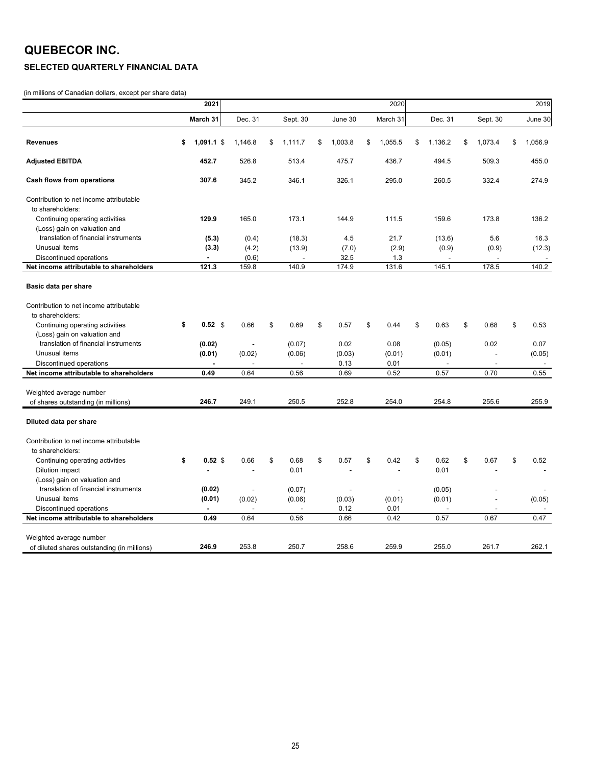# QUEBECOR INC.

### SELECTED QUARTERLY FINANCIAL DATA

(in millions of Canadian dollars, except per share data)

| | 2021 | | | | 2020 | | | 2019 |
|---|---|---|---|---|---|---|---|---|
| | **March 31** | Dec. 31 | Sept. 30 | June 30 | March 31 | Dec. 31 | Sept. 30 | June 30 |
| **Revenues** | **$ 1,091.1** | $ 1,146.8 | $ 1,111.7 | $ 1,003.8 | $ 1,055.5 | $ 1,136.2 | $ 1,073.4 | $ 1,056.9 |
| **Adjusted EBITDA** | **452.7** | 526.8 | 513.4 | 475.7 | 436.7 | 494.5 | 509.3 | 455.0 |
| **Cash flows from operations** | **307.6** | 345.2 | 346.1 | 326.1 | 295.0 | 260.5 | 332.4 | 274.9 |
| Contribution to net income attributable to shareholders: | | | | | | | | |
| Continuing operating activities | **129.9** | 165.0 | 173.1 | 144.9 | 111.5 | 159.6 | 173.8 | 136.2 |
| (Loss) gain on valuation and translation of financial instruments | **(5.3)** | (0.4) | (18.3) | 4.5 | 21.7 | (13.6) | 5.6 | 16.3 |
| Unusual items | **(3.3)** | (4.2) | (13.9) | (7.0) | (2.9) | (0.9) | (0.9) | (12.3) |
| Discontinued operations | **-** | (0.6) | - | 32.5 | 1.3 | - | - | - |
| **Net income attributable to shareholders** | **121.3** | 159.8 | 140.9 | 174.9 | 131.6 | 145.1 | 178.5 | 140.2 |
| **Basic data per share** | | | | | | | | |
| Contribution to net income attributable to shareholders: | | | | | | | | |
| Continuing operating activities | **$ 0.52** | $ 0.66 | $ 0.69 | $ 0.57 | $ 0.44 | $ 0.63 | $ 0.68 | $ 0.53 |
| (Loss) gain on valuation and translation of financial instruments | **(0.02)** | - | (0.07) | 0.02 | 0.08 | (0.05) | 0.02 | 0.07 |
| Unusual items | **(0.01)** | (0.02) | (0.06) | (0.03) | (0.01) | (0.01) | - | (0.05) |
| Discontinued operations | **-** | - | - | 0.13 | 0.01 | - | - | - |
| **Net income attributable to shareholders** | **0.49** | 0.64 | 0.56 | 0.69 | 0.52 | 0.57 | 0.70 | 0.55 |
| Weighted average number of shares outstanding (in millions) | **246.7** | 249.1 | 250.5 | 252.8 | 254.0 | 254.8 | 255.6 | 255.9 |
| **Diluted data per share** | | | | | | | | |
| Contribution to net income attributable to shareholders: | | | | | | | | |
| Continuing operating activities | **$ 0.52** | $ 0.66 | $ 0.68 | $ 0.57 | $ 0.42 | $ 0.62 | $ 0.67 | $ 0.52 |
| Dilution impact | **-** | - | 0.01 | - | - | 0.01 | - | - |
| (Loss) gain on valuation and translation of financial instruments | **(0.02)** | - | (0.07) | - | - | (0.05) | - | - |
| Unusual items | **(0.01)** | (0.02) | (0.06) | (0.03) | (0.01) | (0.01) | - | (0.05) |
| Discontinued operations | **-** | - | - | 0.12 | 0.01 | - | - | - |
| **Net income attributable to shareholders** | **0.49** | 0.64 | 0.56 | 0.66 | 0.42 | 0.57 | 0.67 | 0.47 |
| Weighted average number of diluted shares outstanding (in millions) | **246.9** | 253.8 | 250.7 | 258.6 | 259.9 | 255.0 | 261.7 | 262.1 |